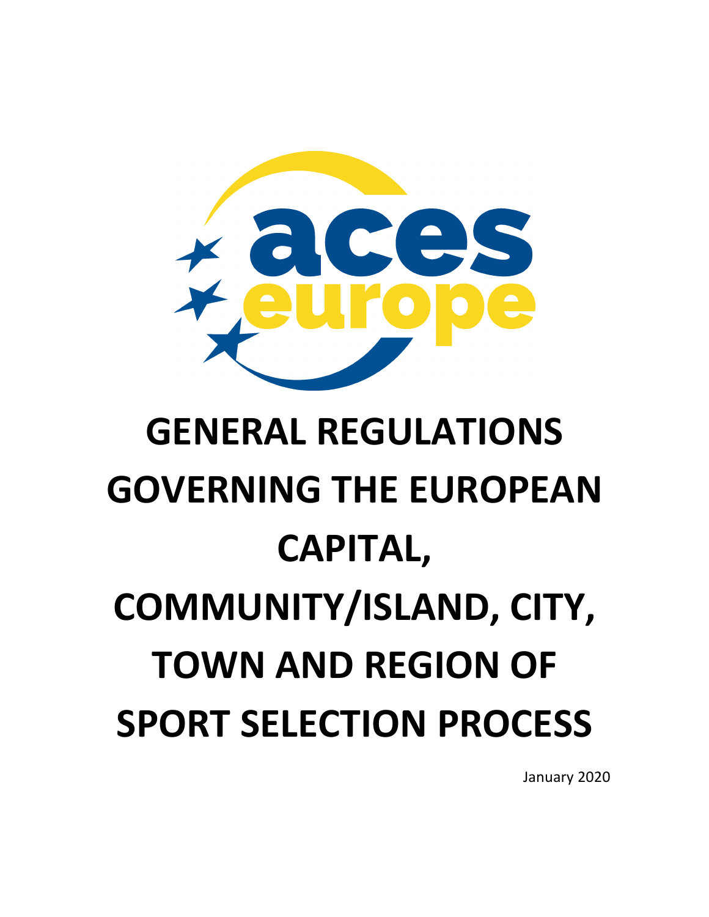aces europe

# GENERAL REGULATIONS GOVERNING THE EUROPEAN CAPITAL, COMMUNITY/ISLAND, CITY, TOWN AND REGION OF SPORT SELECTION PROCESS

January 2020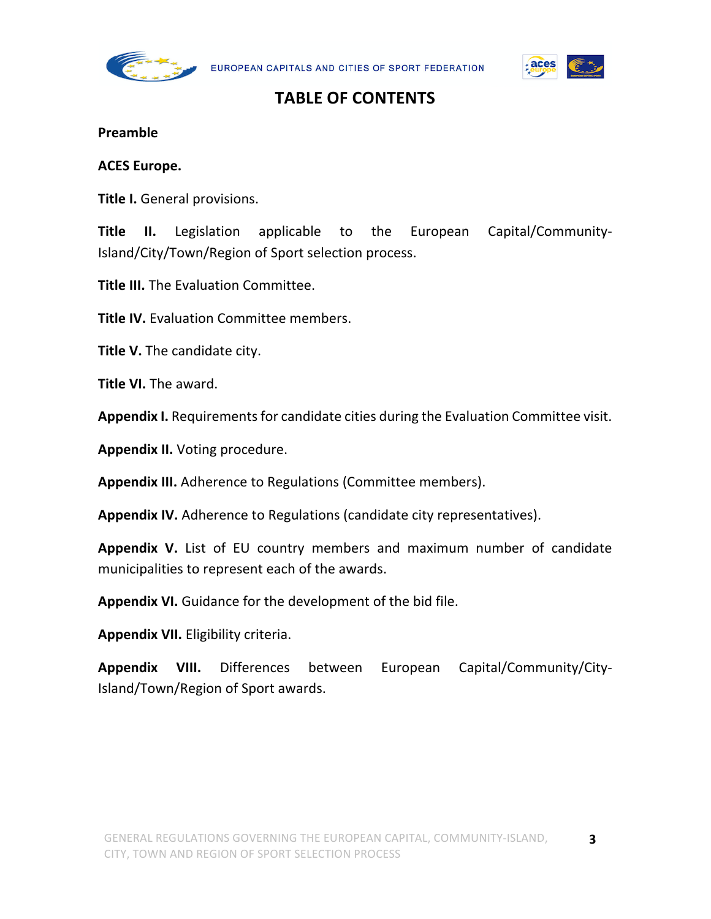# TABLE OF CONTENTS

**Preamble**

**ACES Europe.**

**Title I.** General provisions.

**Title II.** Legislation applicable to the European Capital/Community-Island/City/Town/Region of Sport selection process.

**Title III.** The Evaluation Committee.

**Title IV.** Evaluation Committee members.

**Title V.** The candidate city.

**Title VI.** The award.

**Appendix I.** Requirements for candidate cities during the Evaluation Committee visit.

**Appendix II.** Voting procedure.

**Appendix III.** Adherence to Regulations (Committee members).

**Appendix IV.** Adherence to Regulations (candidate city representatives).

**Appendix V.** List of EU country members and maximum number of candidate municipalities to represent each of the awards.

**Appendix VI.** Guidance for the development of the bid file.

**Appendix VII.** Eligibility criteria.

**Appendix VIII.** Differences between European Capital/Community/City-Island/Town/Region of Sport awards.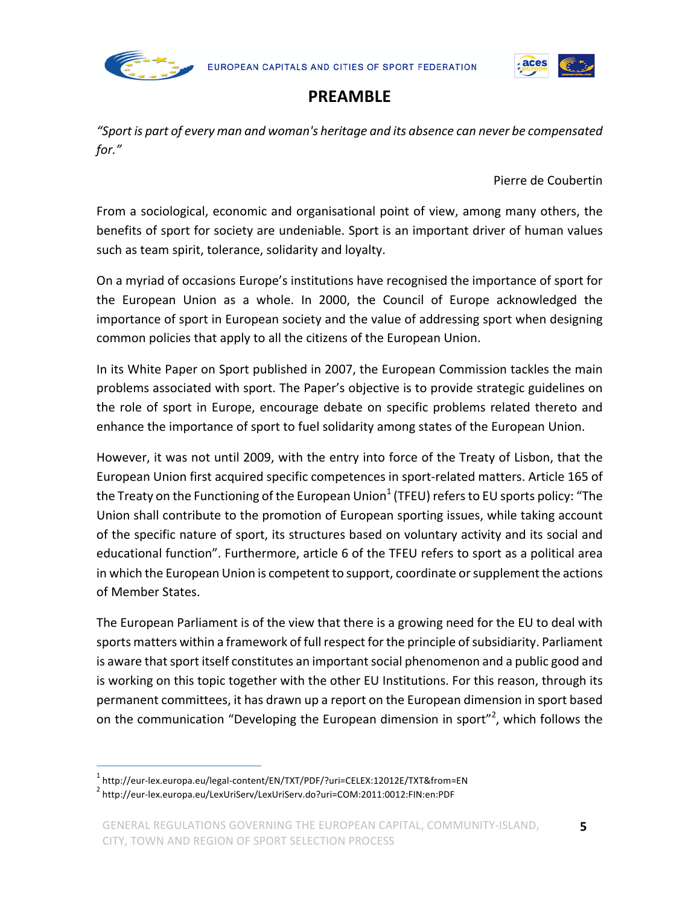# PREAMBLE

*"Sport is part of every man and woman's heritage and its absence can never be compensated for."*

Pierre de Coubertin

From a sociological, economic and organisational point of view, among many others, the benefits of sport for society are undeniable. Sport is an important driver of human values such as team spirit, tolerance, solidarity and loyalty.

On a myriad of occasions Europe's institutions have recognised the importance of sport for the European Union as a whole. In 2000, the Council of Europe acknowledged the importance of sport in European society and the value of addressing sport when designing common policies that apply to all the citizens of the European Union.

In its White Paper on Sport published in 2007, the European Commission tackles the main problems associated with sport. The Paper's objective is to provide strategic guidelines on the role of sport in Europe, encourage debate on specific problems related thereto and enhance the importance of sport to fuel solidarity among states of the European Union.

However, it was not until 2009, with the entry into force of the Treaty of Lisbon, that the European Union first acquired specific competences in sport-related matters. Article 165 of the Treaty on the Functioning of the European Union[1] (TFEU) refers to EU sports policy: "The Union shall contribute to the promotion of European sporting issues, while taking account of the specific nature of sport, its structures based on voluntary activity and its social and educational function". Furthermore, article 6 of the TFEU refers to sport as a political area in which the European Union is competent to support, coordinate or supplement the actions of Member States.

The European Parliament is of the view that there is a growing need for the EU to deal with sports matters within a framework of full respect for the principle of subsidiarity. Parliament is aware that sport itself constitutes an important social phenomenon and a public good and is working on this topic together with the other EU Institutions. For this reason, through its permanent committees, it has drawn up a report on the European dimension in sport based on the communication "Developing the European dimension in sport"[2], which follows the

[1] http://eur-lex.europa.eu/legal-content/EN/TXT/PDF/?uri=CELEX:12012E/TXT&from=EN

[2] http://eur-lex.europa.eu/LexUriServ/LexUriServ.do?uri=COM:2011:0012:FIN:en:PDF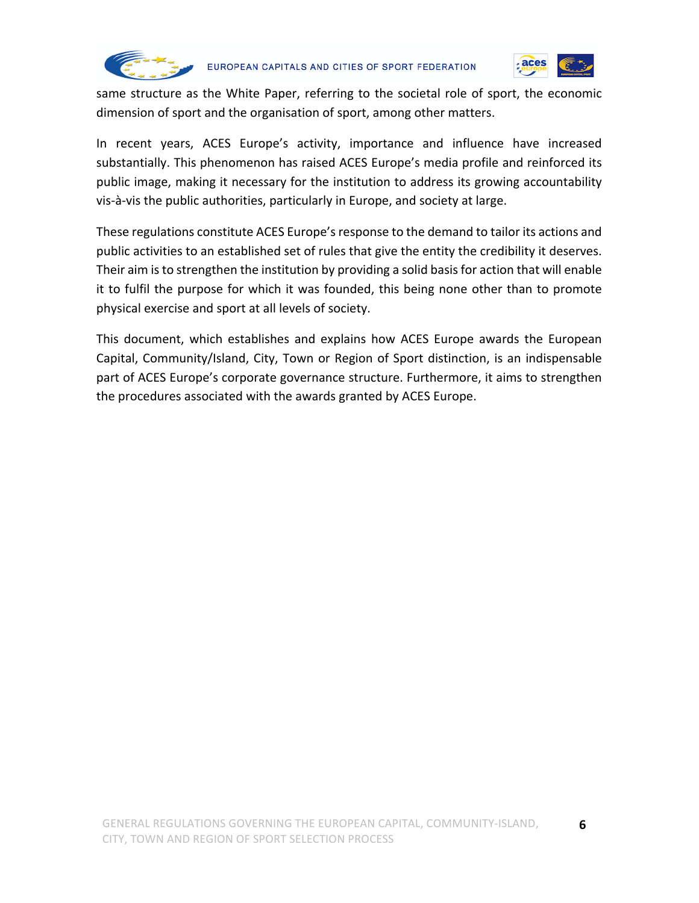same structure as the White Paper, referring to the societal role of sport, the economic dimension of sport and the organisation of sport, among other matters.

In recent years, ACES Europe's activity, importance and influence have increased substantially. This phenomenon has raised ACES Europe's media profile and reinforced its public image, making it necessary for the institution to address its growing accountability vis-à-vis the public authorities, particularly in Europe, and society at large.

These regulations constitute ACES Europe's response to the demand to tailor its actions and public activities to an established set of rules that give the entity the credibility it deserves. Their aim is to strengthen the institution by providing a solid basis for action that will enable it to fulfil the purpose for which it was founded, this being none other than to promote physical exercise and sport at all levels of society.

This document, which establishes and explains how ACES Europe awards the European Capital, Community/Island, City, Town or Region of Sport distinction, is an indispensable part of ACES Europe's corporate governance structure. Furthermore, it aims to strengthen the procedures associated with the awards granted by ACES Europe.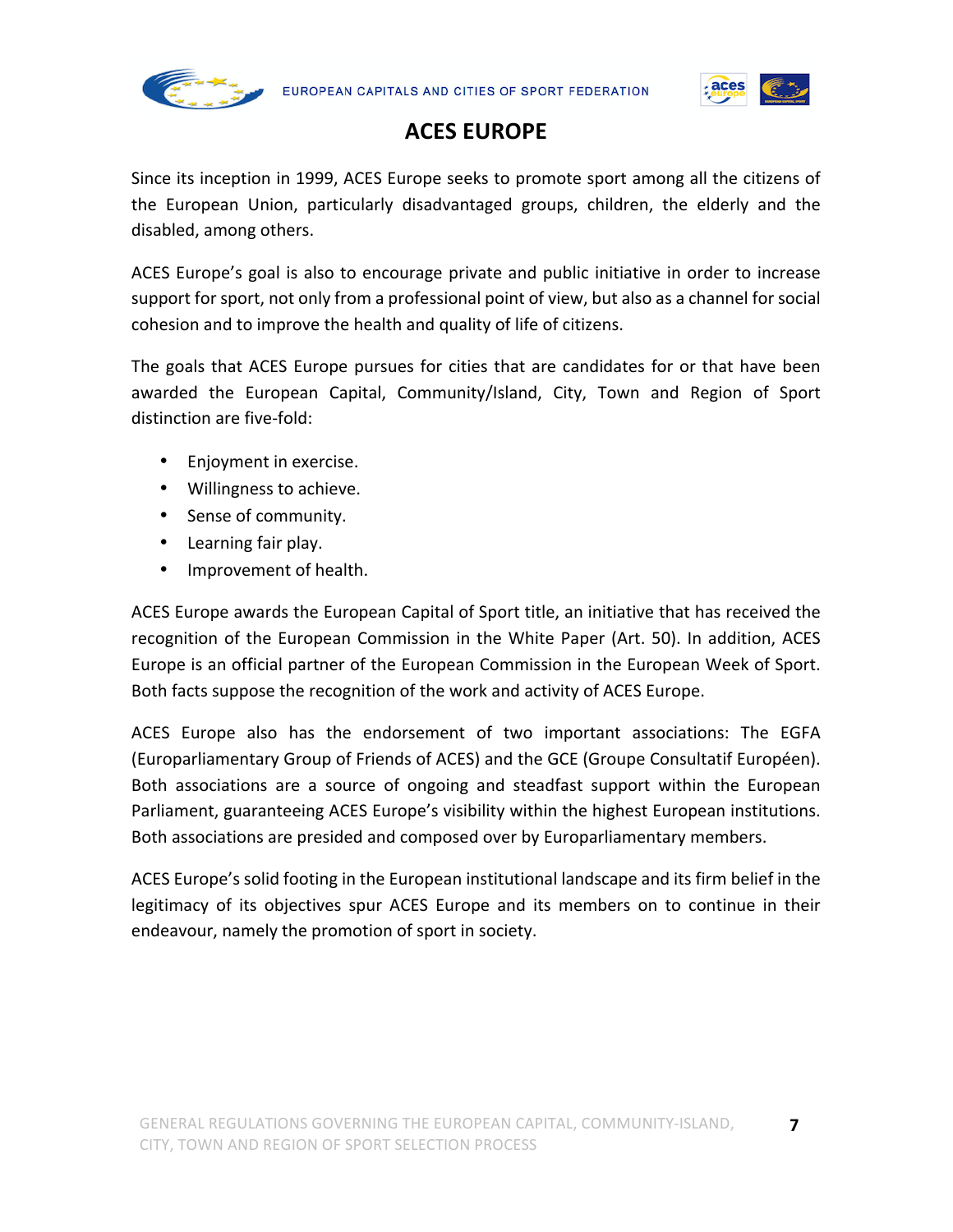# ACES EUROPE

Since its inception in 1999, ACES Europe seeks to promote sport among all the citizens of the European Union, particularly disadvantaged groups, children, the elderly and the disabled, among others.

ACES Europe's goal is also to encourage private and public initiative in order to increase support for sport, not only from a professional point of view, but also as a channel for social cohesion and to improve the health and quality of life of citizens.

The goals that ACES Europe pursues for cities that are candidates for or that have been awarded the European Capital, Community/Island, City, Town and Region of Sport distinction are five-fold:

- Enjoyment in exercise.
- Willingness to achieve.
- Sense of community.
- Learning fair play.
- Improvement of health.

ACES Europe awards the European Capital of Sport title, an initiative that has received the recognition of the European Commission in the White Paper (Art. 50). In addition, ACES Europe is an official partner of the European Commission in the European Week of Sport. Both facts suppose the recognition of the work and activity of ACES Europe.

ACES Europe also has the endorsement of two important associations: The EGFA (Europarliamentary Group of Friends of ACES) and the GCE (Groupe Consultatif Européen). Both associations are a source of ongoing and steadfast support within the European Parliament, guaranteeing ACES Europe's visibility within the highest European institutions. Both associations are presided and composed over by Europarliamentary members.

ACES Europe's solid footing in the European institutional landscape and its firm belief in the legitimacy of its objectives spur ACES Europe and its members on to continue in their endeavour, namely the promotion of sport in society.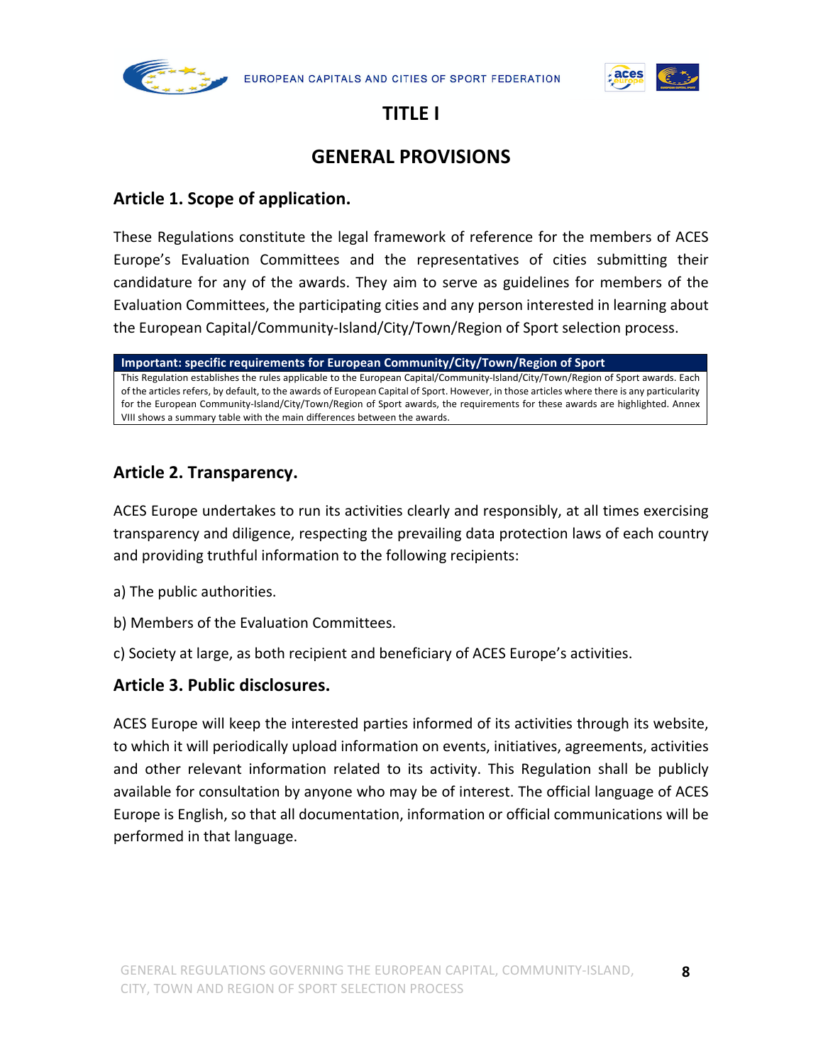# TITLE I

# GENERAL PROVISIONS

## Article 1. Scope of application.

These Regulations constitute the legal framework of reference for the members of ACES Europe's Evaluation Committees and the representatives of cities submitting their candidature for any of the awards. They aim to serve as guidelines for members of the Evaluation Committees, the participating cities and any person interested in learning about the European Capital/Community-Island/City/Town/Region of Sport selection process.

| Important: specific requirements for European Community/City/Town/Region of Sport |
|---|
| This Regulation establishes the rules applicable to the European Capital/Community-Island/City/Town/Region of Sport awards. Each of the articles refers, by default, to the awards of European Capital of Sport. However, in those articles where there is any particularity for the European Community-Island/City/Town/Region of Sport awards, the requirements for these awards are highlighted. Annex VIII shows a summary table with the main differences between the awards. |

## Article 2. Transparency.

ACES Europe undertakes to run its activities clearly and responsibly, at all times exercising transparency and diligence, respecting the prevailing data protection laws of each country and providing truthful information to the following recipients:

a) The public authorities.

b) Members of the Evaluation Committees.

c) Society at large, as both recipient and beneficiary of ACES Europe's activities.

## Article 3. Public disclosures.

ACES Europe will keep the interested parties informed of its activities through its website, to which it will periodically upload information on events, initiatives, agreements, activities and other relevant information related to its activity. This Regulation shall be publicly available for consultation by anyone who may be of interest. The official language of ACES Europe is English, so that all documentation, information or official communications will be performed in that language.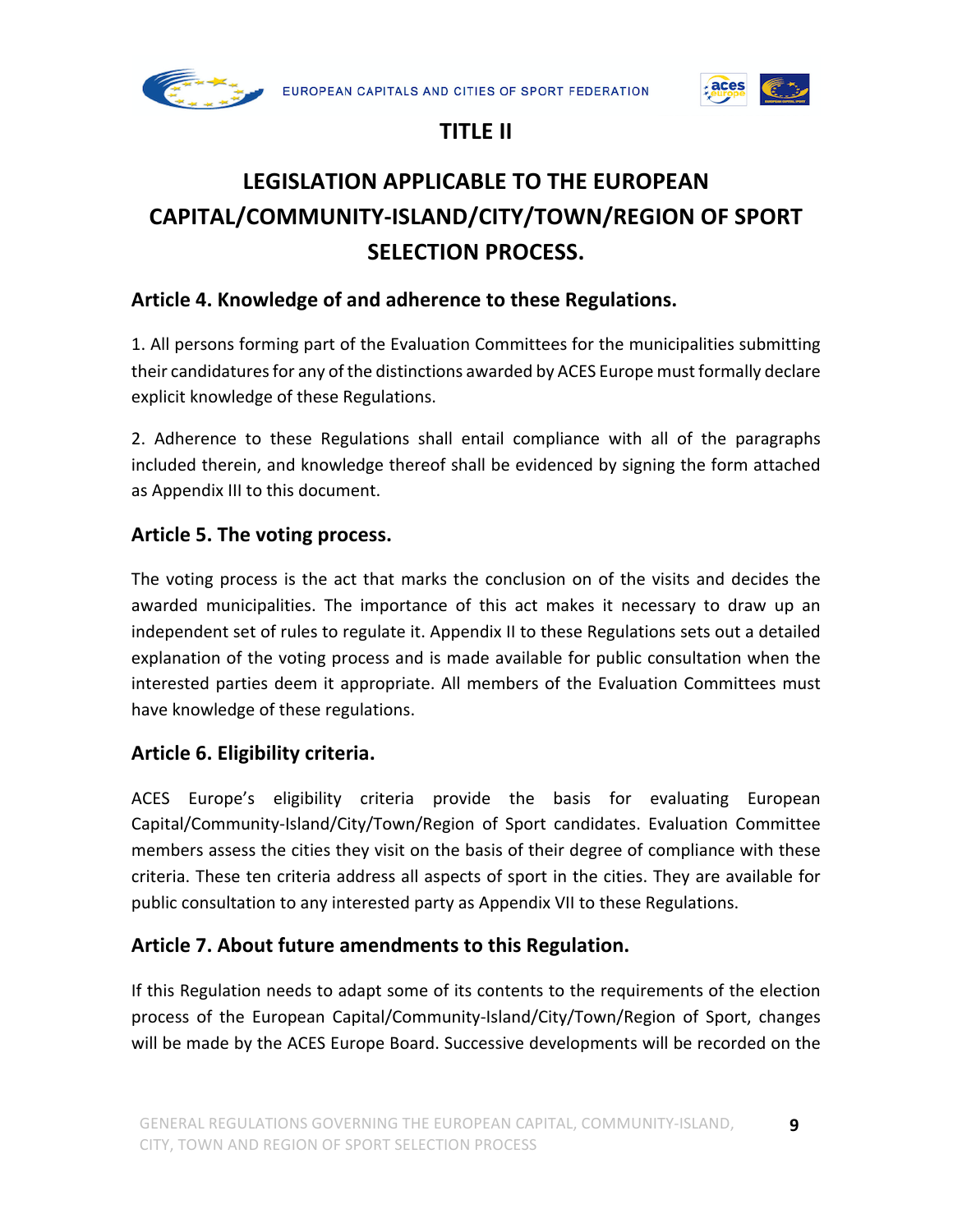# TITLE II

# LEGISLATION APPLICABLE TO THE EUROPEAN CAPITAL/COMMUNITY-ISLAND/CITY/TOWN/REGION OF SPORT SELECTION PROCESS.

## Article 4. Knowledge of and adherence to these Regulations.

1. All persons forming part of the Evaluation Committees for the municipalities submitting their candidatures for any of the distinctions awarded by ACES Europe must formally declare explicit knowledge of these Regulations.

2. Adherence to these Regulations shall entail compliance with all of the paragraphs included therein, and knowledge thereof shall be evidenced by signing the form attached as Appendix III to this document.

## Article 5. The voting process.

The voting process is the act that marks the conclusion on of the visits and decides the awarded municipalities. The importance of this act makes it necessary to draw up an independent set of rules to regulate it. Appendix II to these Regulations sets out a detailed explanation of the voting process and is made available for public consultation when the interested parties deem it appropriate. All members of the Evaluation Committees must have knowledge of these regulations.

## Article 6. Eligibility criteria.

ACES Europe's eligibility criteria provide the basis for evaluating European Capital/Community-Island/City/Town/Region of Sport candidates. Evaluation Committee members assess the cities they visit on the basis of their degree of compliance with these criteria. These ten criteria address all aspects of sport in the cities. They are available for public consultation to any interested party as Appendix VII to these Regulations.

## Article 7. About future amendments to this Regulation.

If this Regulation needs to adapt some of its contents to the requirements of the election process of the European Capital/Community-Island/City/Town/Region of Sport, changes will be made by the ACES Europe Board. Successive developments will be recorded on the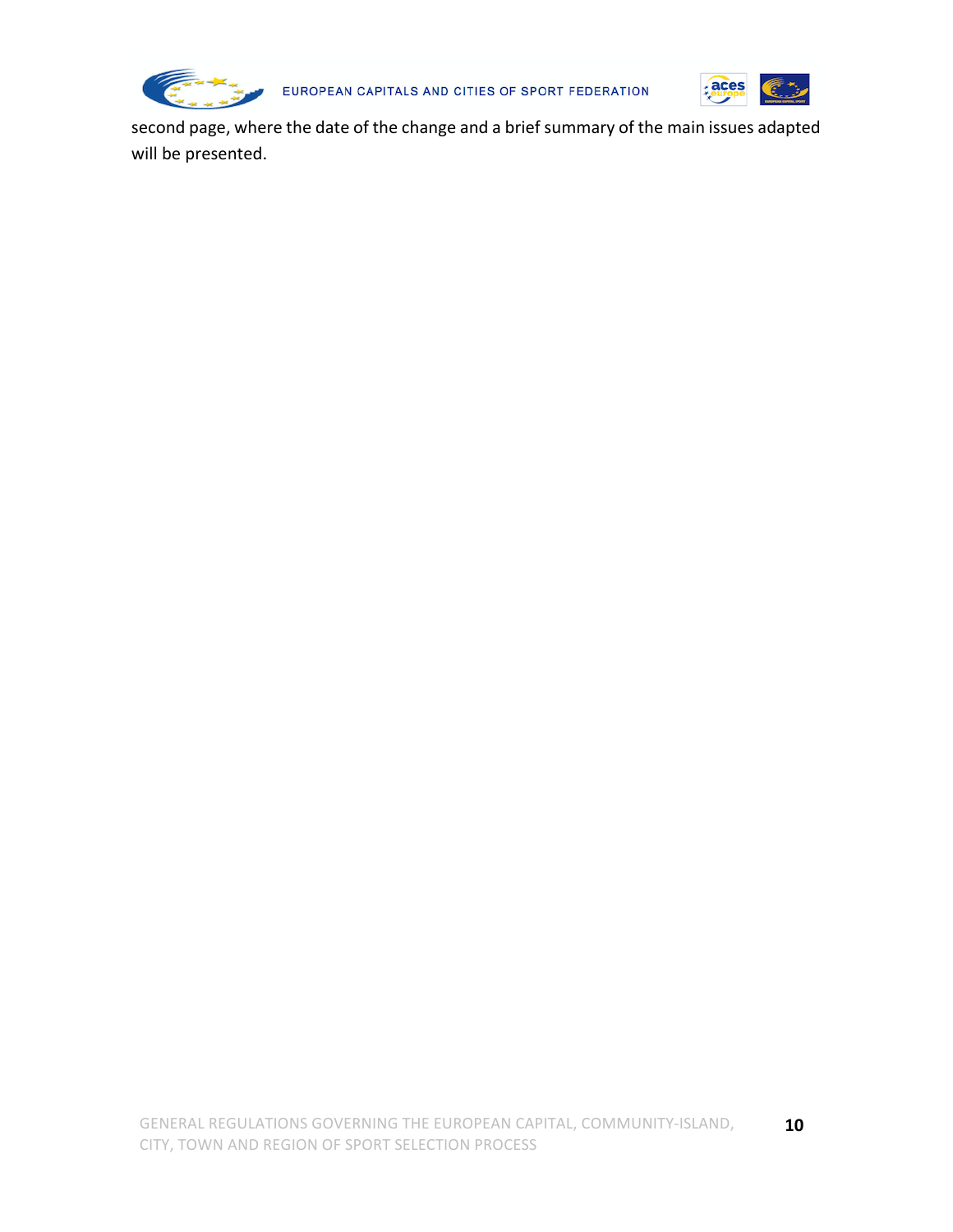second page, where the date of the change and a brief summary of the main issues adapted will be presented.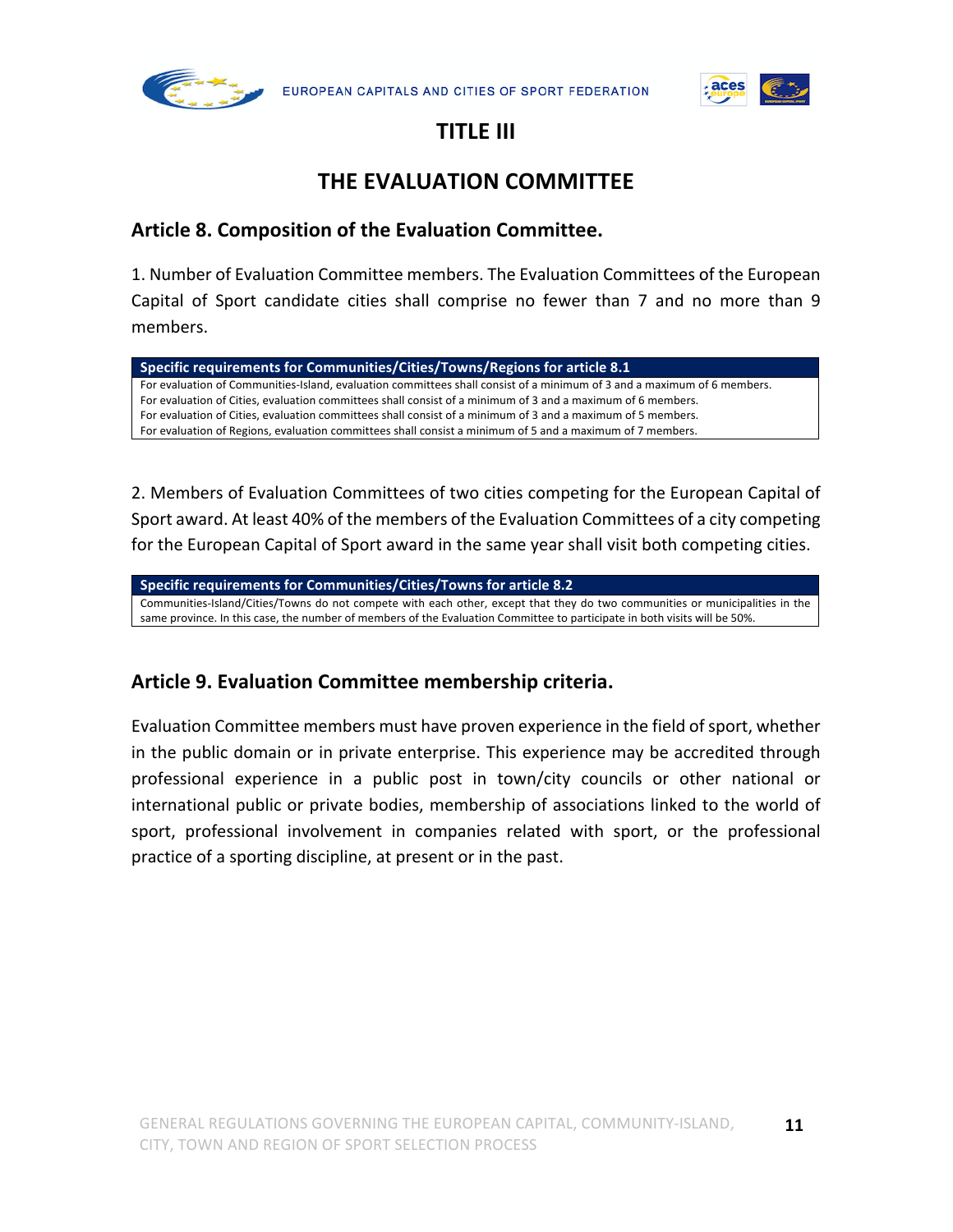# TITLE III

# THE EVALUATION COMMITTEE

## Article 8. Composition of the Evaluation Committee.

1. Number of Evaluation Committee members. The Evaluation Committees of the European Capital of Sport candidate cities shall comprise no fewer than 7 and no more than 9 members.

| Specific requirements for Communities/Cities/Towns/Regions for article 8.1 |
|---|
| For evaluation of Communities-Island, evaluation committees shall consist of a minimum of 3 and a maximum of 6 members.<br>For evaluation of Cities, evaluation committees shall consist of a minimum of 3 and a maximum of 6 members.<br>For evaluation of Cities, evaluation committees shall consist of a minimum of 3 and a maximum of 5 members.<br>For evaluation of Regions, evaluation committees shall consist a minimum of 5 and a maximum of 7 members. |

2. Members of Evaluation Committees of two cities competing for the European Capital of Sport award. At least 40% of the members of the Evaluation Committees of a city competing for the European Capital of Sport award in the same year shall visit both competing cities.

| Specific requirements for Communities/Cities/Towns for article 8.2 |
|---|
| Communities-Island/Cities/Towns do not compete with each other, except that they do two communities or municipalities in the same province. In this case, the number of members of the Evaluation Committee to participate in both visits will be 50%. |

## Article 9. Evaluation Committee membership criteria.

Evaluation Committee members must have proven experience in the field of sport, whether in the public domain or in private enterprise. This experience may be accredited through professional experience in a public post in town/city councils or other national or international public or private bodies, membership of associations linked to the world of sport, professional involvement in companies related with sport, or the professional practice of a sporting discipline, at present or in the past.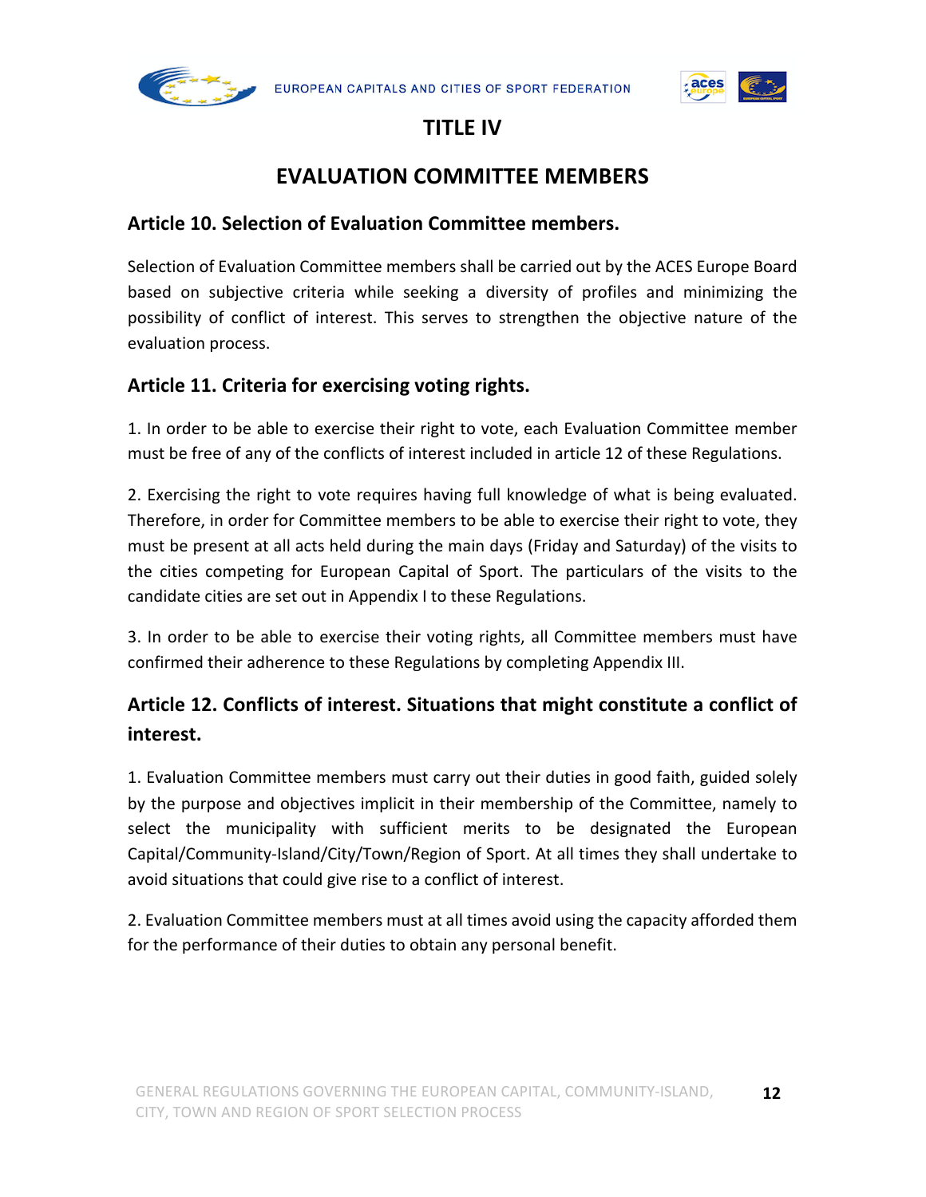# TITLE IV

## EVALUATION COMMITTEE MEMBERS

### Article 10. Selection of Evaluation Committee members.

Selection of Evaluation Committee members shall be carried out by the ACES Europe Board based on subjective criteria while seeking a diversity of profiles and minimizing the possibility of conflict of interest. This serves to strengthen the objective nature of the evaluation process.

### Article 11. Criteria for exercising voting rights.

1. In order to be able to exercise their right to vote, each Evaluation Committee member must be free of any of the conflicts of interest included in article 12 of these Regulations.

2. Exercising the right to vote requires having full knowledge of what is being evaluated. Therefore, in order for Committee members to be able to exercise their right to vote, they must be present at all acts held during the main days (Friday and Saturday) of the visits to the cities competing for European Capital of Sport. The particulars of the visits to the candidate cities are set out in Appendix I to these Regulations.

3. In order to be able to exercise their voting rights, all Committee members must have confirmed their adherence to these Regulations by completing Appendix III.

### Article 12. Conflicts of interest. Situations that might constitute a conflict of interest.

1. Evaluation Committee members must carry out their duties in good faith, guided solely by the purpose and objectives implicit in their membership of the Committee, namely to select the municipality with sufficient merits to be designated the European Capital/Community-Island/City/Town/Region of Sport. At all times they shall undertake to avoid situations that could give rise to a conflict of interest.

2. Evaluation Committee members must at all times avoid using the capacity afforded them for the performance of their duties to obtain any personal benefit.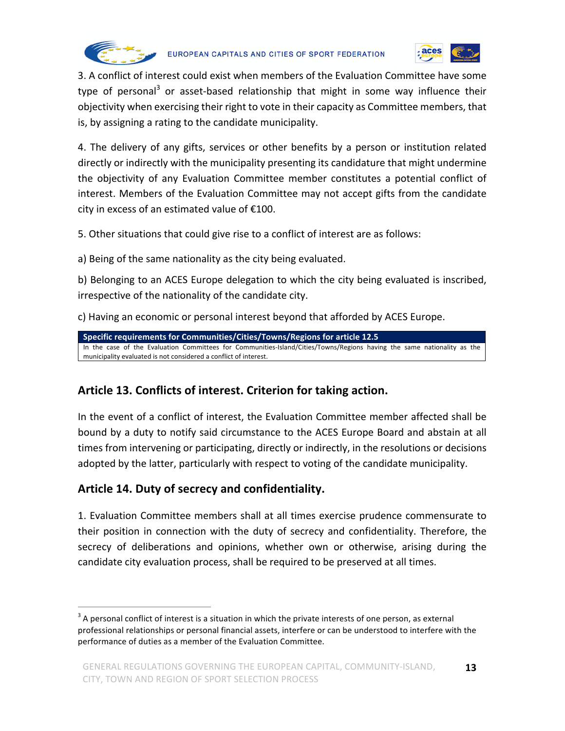3. A conflict of interest could exist when members of the Evaluation Committee have some type of personal[3] or asset-based relationship that might in some way influence their objectivity when exercising their right to vote in their capacity as Committee members, that is, by assigning a rating to the candidate municipality.

4. The delivery of any gifts, services or other benefits by a person or institution related directly or indirectly with the municipality presenting its candidature that might undermine the objectivity of any Evaluation Committee member constitutes a potential conflict of interest. Members of the Evaluation Committee may not accept gifts from the candidate city in excess of an estimated value of €100.

5. Other situations that could give rise to a conflict of interest are as follows:

a) Being of the same nationality as the city being evaluated.

b) Belonging to an ACES Europe delegation to which the city being evaluated is inscribed, irrespective of the nationality of the candidate city.

c) Having an economic or personal interest beyond that afforded by ACES Europe.

| **Specific requirements for Communities/Cities/Towns/Regions for article 12.5** |
|---|
| In the case of the Evaluation Committees for Communities-Island/Cities/Towns/Regions having the same nationality as the municipality evaluated is not considered a conflict of interest. |

## Article 13. Conflicts of interest. Criterion for taking action.

In the event of a conflict of interest, the Evaluation Committee member affected shall be bound by a duty to notify said circumstance to the ACES Europe Board and abstain at all times from intervening or participating, directly or indirectly, in the resolutions or decisions adopted by the latter, particularly with respect to voting of the candidate municipality.

## Article 14. Duty of secrecy and confidentiality.

1. Evaluation Committee members shall at all times exercise prudence commensurate to their position in connection with the duty of secrecy and confidentiality. Therefore, the secrecy of deliberations and opinions, whether own or otherwise, arising during the candidate city evaluation process, shall be required to be preserved at all times.

---

[3] A personal conflict of interest is a situation in which the private interests of one person, as external professional relationships or personal financial assets, interfere or can be understood to interfere with the performance of duties as a member of the Evaluation Committee.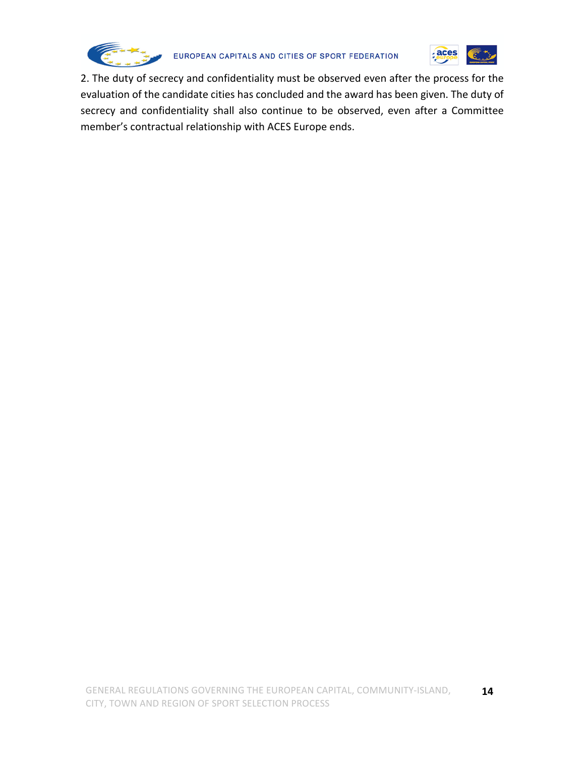2. The duty of secrecy and confidentiality must be observed even after the process for the evaluation of the candidate cities has concluded and the award has been given. The duty of secrecy and confidentiality shall also continue to be observed, even after a Committee member's contractual relationship with ACES Europe ends.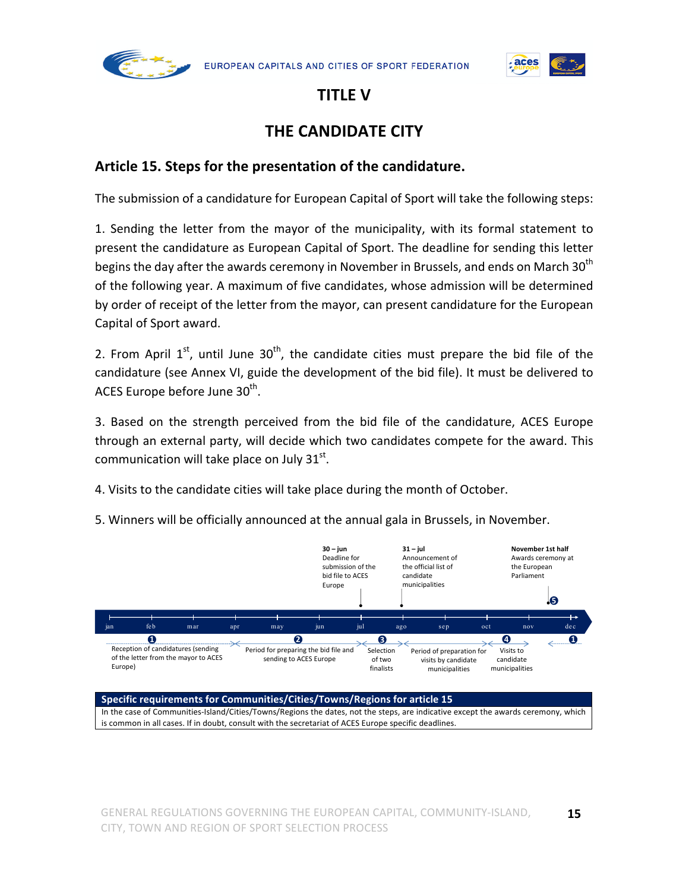# TITLE V

# THE CANDIDATE CITY

## Article 15. Steps for the presentation of the candidature.

The submission of a candidature for European Capital of Sport will take the following steps:

1. Sending the letter from the mayor of the municipality, with its formal statement to present the candidature as European Capital of Sport. The deadline for sending this letter begins the day after the awards ceremony in November in Brussels, and ends on March 30th of the following year. A maximum of five candidates, whose admission will be determined by order of receipt of the letter from the mayor, can present candidature for the European Capital of Sport award.

2. From April 1st, until June 30th, the candidate cities must prepare the bid file of the candidature (see Annex VI, guide the development of the bid file). It must be delivered to ACES Europe before June 30th.

3. Based on the strength perceived from the bid file of the candidature, ACES Europe through an external party, will decide which two candidates compete for the award. This communication will take place on July 31st.

4. Visits to the candidate cities will take place during the month of October.

5. Winners will be officially announced at the annual gala in Brussels, in November.

30 – jun: Deadline for submission of the bid file to ACES Europe

31 – jul: Announcement of the official list of candidate municipalities

November 1st half: Awards ceremony at the European Parliament

jan | feb | mar | apr | may | jun | jul | ago | sep | oct | nov | dec

1. Reception of candidatures (sending of the letter from the mayor to ACES Europe)
2. Period for preparing the bid file and sending to ACES Europe
3. Selection of two finalists
   Period of preparation for visits by candidate municipalities
4. Visits to candidate municipalities
5. Awards ceremony

| Specific requirements for Communities/Cities/Towns/Regions for article 15 |
|---|
| In the case of Communities-Island/Cities/Towns/Regions the dates, not the steps, are indicative except the awards ceremony, which is common in all cases. If in doubt, consult with the secretariat of ACES Europe specific deadlines. |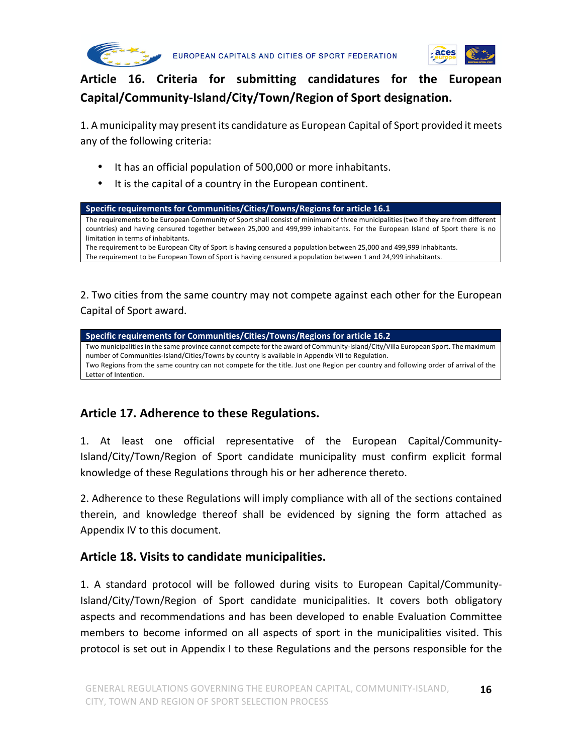## Article 16. Criteria for submitting candidatures for the European Capital/Community-Island/City/Town/Region of Sport designation.

1. A municipality may present its candidature as European Capital of Sport provided it meets any of the following criteria:

- It has an official population of 500,000 or more inhabitants.
- It is the capital of a country in the European continent.

| Specific requirements for Communities/Cities/Towns/Regions for article 16.1 |
|---|
| The requirements to be European Community of Sport shall consist of minimum of three municipalities (two if they are from different countries) and having censured together between 25,000 and 499,999 inhabitants. For the European Island of Sport there is no limitation in terms of inhabitants.<br>The requirement to be European City of Sport is having censured a population between 25,000 and 499,999 inhabitants.<br>The requirement to be European Town of Sport is having censured a population between 1 and 24,999 inhabitants. |

2. Two cities from the same country may not compete against each other for the European Capital of Sport award.

| Specific requirements for Communities/Cities/Towns/Regions for article 16.2 |
|---|
| Two municipalities in the same province cannot compete for the award of Community-Island/City/Villa European Sport. The maximum number of Communities-Island/Cities/Towns by country is available in Appendix VII to Regulation.<br>Two Regions from the same country can not compete for the title. Just one Region per country and following order of arrival of the Letter of Intention. |

## Article 17. Adherence to these Regulations.

1. At least one official representative of the European Capital/Community-Island/City/Town/Region of Sport candidate municipality must confirm explicit formal knowledge of these Regulations through his or her adherence thereto.

2. Adherence to these Regulations will imply compliance with all of the sections contained therein, and knowledge thereof shall be evidenced by signing the form attached as Appendix IV to this document.

## Article 18. Visits to candidate municipalities.

1. A standard protocol will be followed during visits to European Capital/Community-Island/City/Town/Region of Sport candidate municipalities. It covers both obligatory aspects and recommendations and has been developed to enable Evaluation Committee members to become informed on all aspects of sport in the municipalities visited. This protocol is set out in Appendix I to these Regulations and the persons responsible for the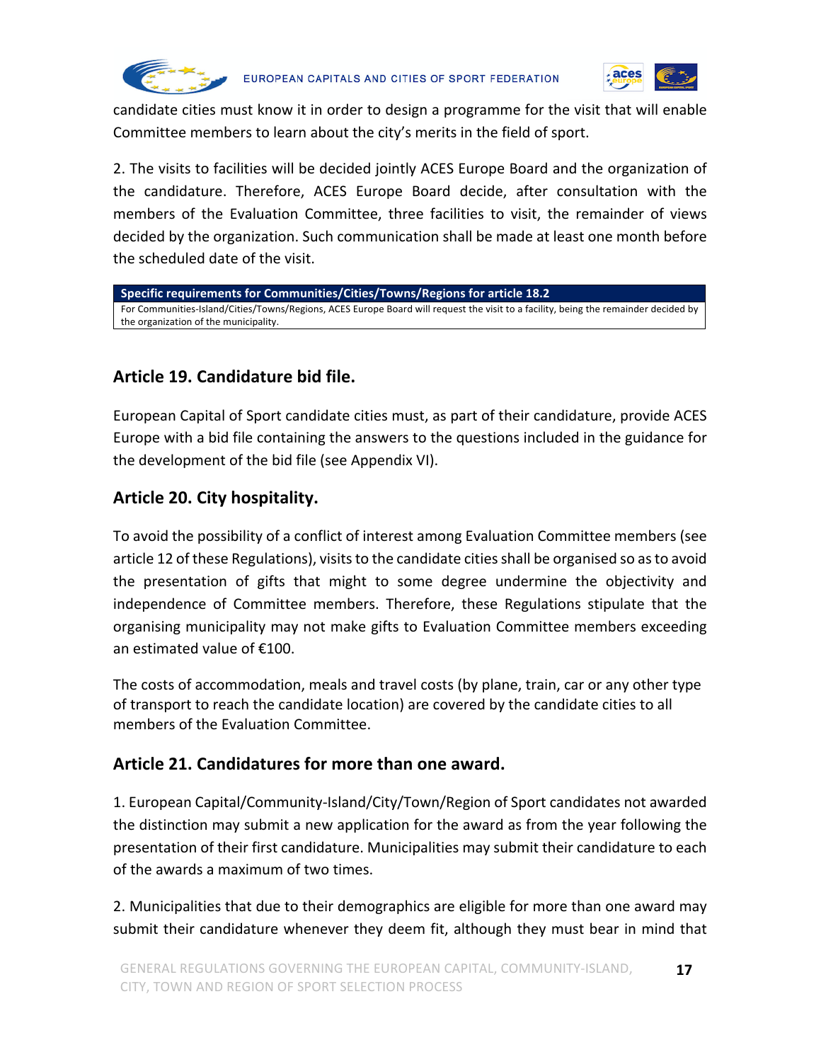candidate cities must know it in order to design a programme for the visit that will enable Committee members to learn about the city's merits in the field of sport.

2. The visits to facilities will be decided jointly ACES Europe Board and the organization of the candidature. Therefore, ACES Europe Board decide, after consultation with the members of the Evaluation Committee, three facilities to visit, the remainder of views decided by the organization. Such communication shall be made at least one month before the scheduled date of the visit.

| Specific requirements for Communities/Cities/Towns/Regions for article 18.2 |
|---|
| For Communities-Island/Cities/Towns/Regions, ACES Europe Board will request the visit to a facility, being the remainder decided by the organization of the municipality. |

## Article 19. Candidature bid file.

European Capital of Sport candidate cities must, as part of their candidature, provide ACES Europe with a bid file containing the answers to the questions included in the guidance for the development of the bid file (see Appendix VI).

## Article 20. City hospitality.

To avoid the possibility of a conflict of interest among Evaluation Committee members (see article 12 of these Regulations), visits to the candidate cities shall be organised so as to avoid the presentation of gifts that might to some degree undermine the objectivity and independence of Committee members. Therefore, these Regulations stipulate that the organising municipality may not make gifts to Evaluation Committee members exceeding an estimated value of €100.

The costs of accommodation, meals and travel costs (by plane, train, car or any other type of transport to reach the candidate location) are covered by the candidate cities to all members of the Evaluation Committee.

## Article 21. Candidatures for more than one award.

1. European Capital/Community-Island/City/Town/Region of Sport candidates not awarded the distinction may submit a new application for the award as from the year following the presentation of their first candidature. Municipalities may submit their candidature to each of the awards a maximum of two times.

2. Municipalities that due to their demographics are eligible for more than one award may submit their candidature whenever they deem fit, although they must bear in mind that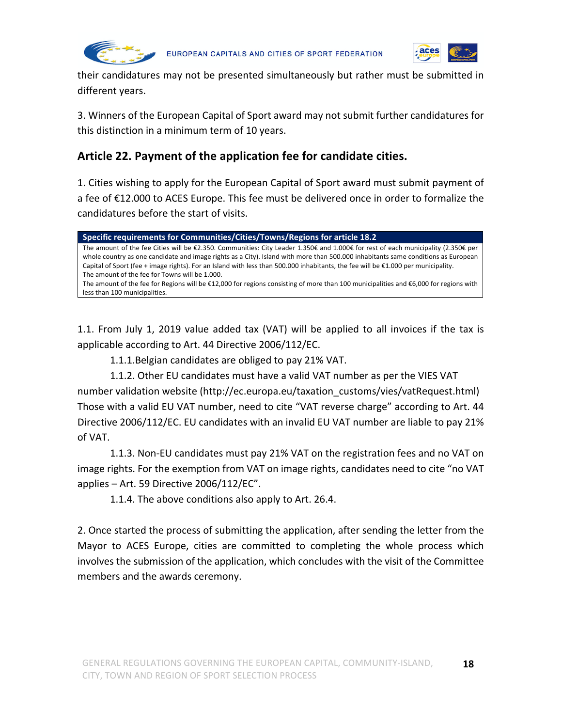their candidatures may not be presented simultaneously but rather must be submitted in different years.

3. Winners of the European Capital of Sport award may not submit further candidatures for this distinction in a minimum term of 10 years.

## Article 22. Payment of the application fee for candidate cities.

1. Cities wishing to apply for the European Capital of Sport award must submit payment of a fee of €12.000 to ACES Europe. This fee must be delivered once in order to formalize the candidatures before the start of visits.

| Specific requirements for Communities/Cities/Towns/Regions for article 18.2 |
|---|
| The amount of the fee Cities will be €2.350. Communities: City Leader 1.350€ and 1.000€ for rest of each municipality (2.350€ per whole country as one candidate and image rights as a City). Island with more than 500.000 inhabitants same conditions as European Capital of Sport (fee + image rights). For an Island with less than 500.000 inhabitants, the fee will be €1.000 per municipality.<br>The amount of the fee for Towns will be 1.000.<br>The amount of the fee for Regions will be €12,000 for regions consisting of more than 100 municipalities and €6,000 for regions with less than 100 municipalities. |

1.1. From July 1, 2019 value added tax (VAT) will be applied to all invoices if the tax is applicable according to Art. 44 Directive 2006/112/EC.

1.1.1.Belgian candidates are obliged to pay 21% VAT.

1.1.2. Other EU candidates must have a valid VAT number as per the VIES VAT number validation website (http://ec.europa.eu/taxation_customs/vies/vatRequest.html) Those with a valid EU VAT number, need to cite "VAT reverse charge" according to Art. 44 Directive 2006/112/EC. EU candidates with an invalid EU VAT number are liable to pay 21% of VAT.

1.1.3. Non-EU candidates must pay 21% VAT on the registration fees and no VAT on image rights. For the exemption from VAT on image rights, candidates need to cite "no VAT applies – Art. 59 Directive 2006/112/EC".

1.1.4. The above conditions also apply to Art. 26.4.

2. Once started the process of submitting the application, after sending the letter from the Mayor to ACES Europe, cities are committed to completing the whole process which involves the submission of the application, which concludes with the visit of the Committee members and the awards ceremony.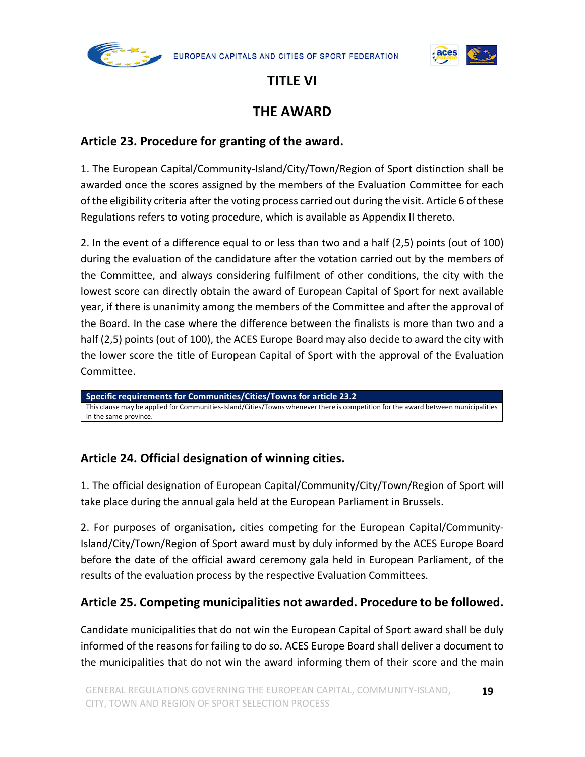# TITLE VI

# THE AWARD

## Article 23. Procedure for granting of the award.

1. The European Capital/Community-Island/City/Town/Region of Sport distinction shall be awarded once the scores assigned by the members of the Evaluation Committee for each of the eligibility criteria after the voting process carried out during the visit. Article 6 of these Regulations refers to voting procedure, which is available as Appendix II thereto.

2. In the event of a difference equal to or less than two and a half (2,5) points (out of 100) during the evaluation of the candidature after the votation carried out by the members of the Committee, and always considering fulfilment of other conditions, the city with the lowest score can directly obtain the award of European Capital of Sport for next available year, if there is unanimity among the members of the Committee and after the approval of the Board. In the case where the difference between the finalists is more than two and a half (2,5) points (out of 100), the ACES Europe Board may also decide to award the city with the lower score the title of European Capital of Sport with the approval of the Evaluation Committee.

| **Specific requirements for Communities/Cities/Towns for article 23.2** |
| --- |
| This clause may be applied for Communities-Island/Cities/Towns whenever there is competition for the award between municipalities in the same province. |

## Article 24. Official designation of winning cities.

1. The official designation of European Capital/Community/City/Town/Region of Sport will take place during the annual gala held at the European Parliament in Brussels.

2. For purposes of organisation, cities competing for the European Capital/Community-Island/City/Town/Region of Sport award must by duly informed by the ACES Europe Board before the date of the official award ceremony gala held in European Parliament, of the results of the evaluation process by the respective Evaluation Committees.

## Article 25. Competing municipalities not awarded. Procedure to be followed.

Candidate municipalities that do not win the European Capital of Sport award shall be duly informed of the reasons for failing to do so. ACES Europe Board shall deliver a document to the municipalities that do not win the award informing them of their score and the main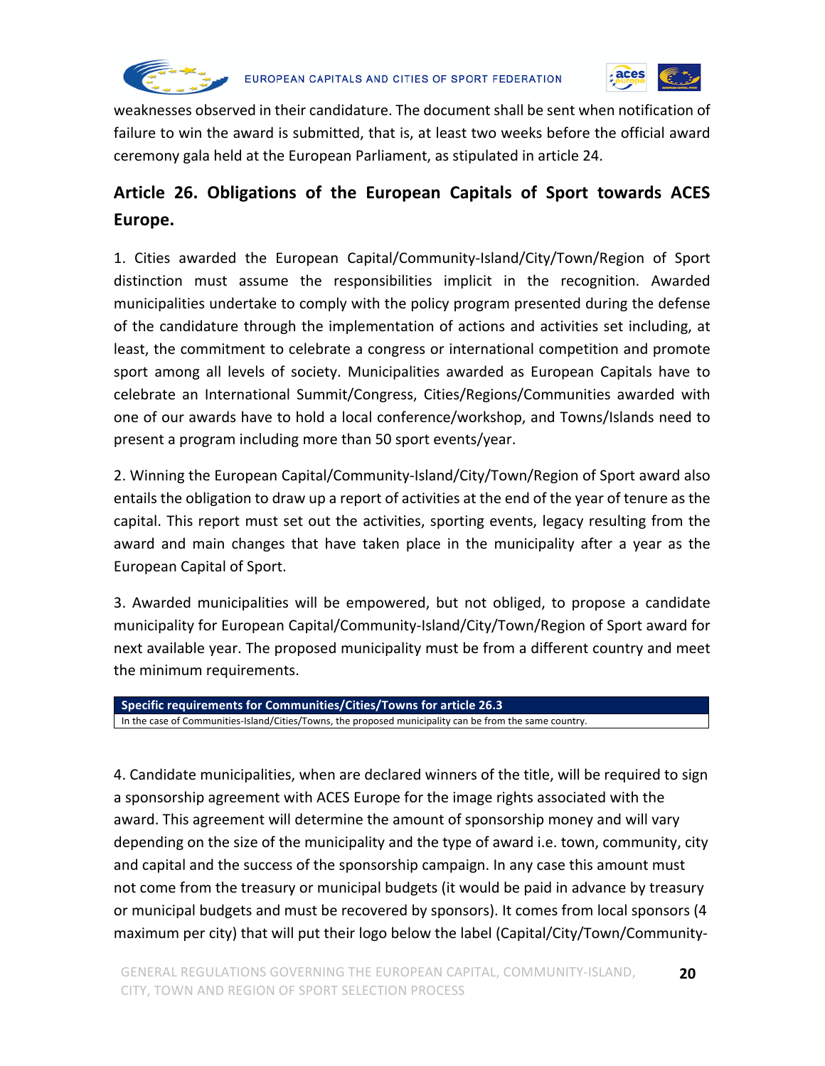weaknesses observed in their candidature. The document shall be sent when notification of failure to win the award is submitted, that is, at least two weeks before the official award ceremony gala held at the European Parliament, as stipulated in article 24.

## Article 26. Obligations of the European Capitals of Sport towards ACES Europe.

1. Cities awarded the European Capital/Community-Island/City/Town/Region of Sport distinction must assume the responsibilities implicit in the recognition. Awarded municipalities undertake to comply with the policy program presented during the defense of the candidature through the implementation of actions and activities set including, at least, the commitment to celebrate a congress or international competition and promote sport among all levels of society. Municipalities awarded as European Capitals have to celebrate an International Summit/Congress, Cities/Regions/Communities awarded with one of our awards have to hold a local conference/workshop, and Towns/Islands need to present a program including more than 50 sport events/year.

2. Winning the European Capital/Community-Island/City/Town/Region of Sport award also entails the obligation to draw up a report of activities at the end of the year of tenure as the capital. This report must set out the activities, sporting events, legacy resulting from the award and main changes that have taken place in the municipality after a year as the European Capital of Sport.

3. Awarded municipalities will be empowered, but not obliged, to propose a candidate municipality for European Capital/Community-Island/City/Town/Region of Sport award for next available year. The proposed municipality must be from a different country and meet the minimum requirements.

| Specific requirements for Communities/Cities/Towns for article 26.3 |
|---|
| In the case of Communities-Island/Cities/Towns, the proposed municipality can be from the same country. |

4. Candidate municipalities, when are declared winners of the title, will be required to sign a sponsorship agreement with ACES Europe for the image rights associated with the award. This agreement will determine the amount of sponsorship money and will vary depending on the size of the municipality and the type of award i.e. town, community, city and capital and the success of the sponsorship campaign. In any case this amount must not come from the treasury or municipal budgets (it would be paid in advance by treasury or municipal budgets and must be recovered by sponsors). It comes from local sponsors (4 maximum per city) that will put their logo below the label (Capital/City/Town/Community-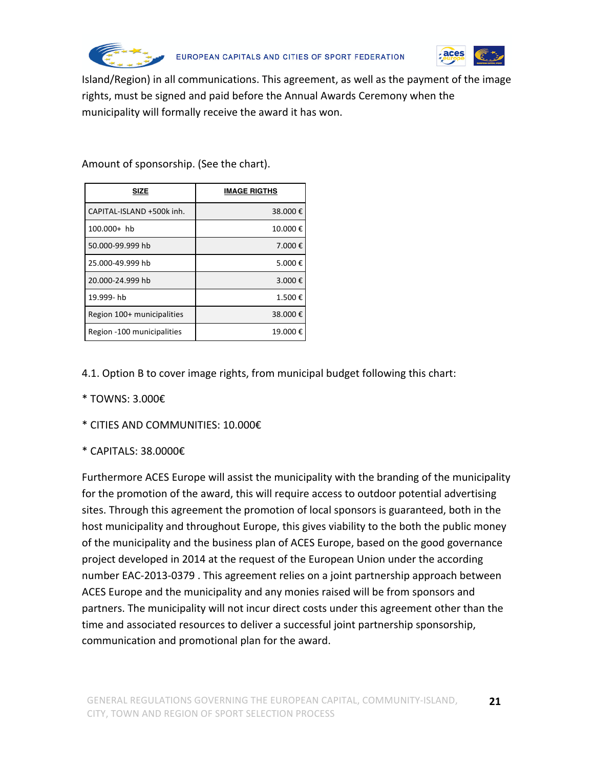Island/Region) in all communications. This agreement, as well as the payment of the image rights, must be signed and paid before the Annual Awards Ceremony when the municipality will formally receive the award it has won.

Amount of sponsorship. (See the chart).

| SIZE | IMAGE RIGTHS |
|---|---|
| CAPITAL-ISLAND +500k inh. | 38.000 € |
| 100.000+ hb | 10.000 € |
| 50.000-99.999 hb | 7.000 € |
| 25.000-49.999 hb | 5.000 € |
| 20.000-24.999 hb | 3.000 € |
| 19.999- hb | 1.500 € |
| Region 100+ municipalities | 38.000 € |
| Region -100 municipalities | 19.000 € |

4.1. Option B to cover image rights, from municipal budget following this chart:

* TOWNS: 3.000€

* CITIES AND COMMUNITIES: 10.000€

* CAPITALS: 38.0000€

Furthermore ACES Europe will assist the municipality with the branding of the municipality for the promotion of the award, this will require access to outdoor potential advertising sites. Through this agreement the promotion of local sponsors is guaranteed, both in the host municipality and throughout Europe, this gives viability to the both the public money of the municipality and the business plan of ACES Europe, based on the good governance project developed in 2014 at the request of the European Union under the according number EAC-2013-0379 . This agreement relies on a joint partnership approach between ACES Europe and the municipality and any monies raised will be from sponsors and partners. The municipality will not incur direct costs under this agreement other than the time and associated resources to deliver a successful joint partnership sponsorship, communication and promotional plan for the award.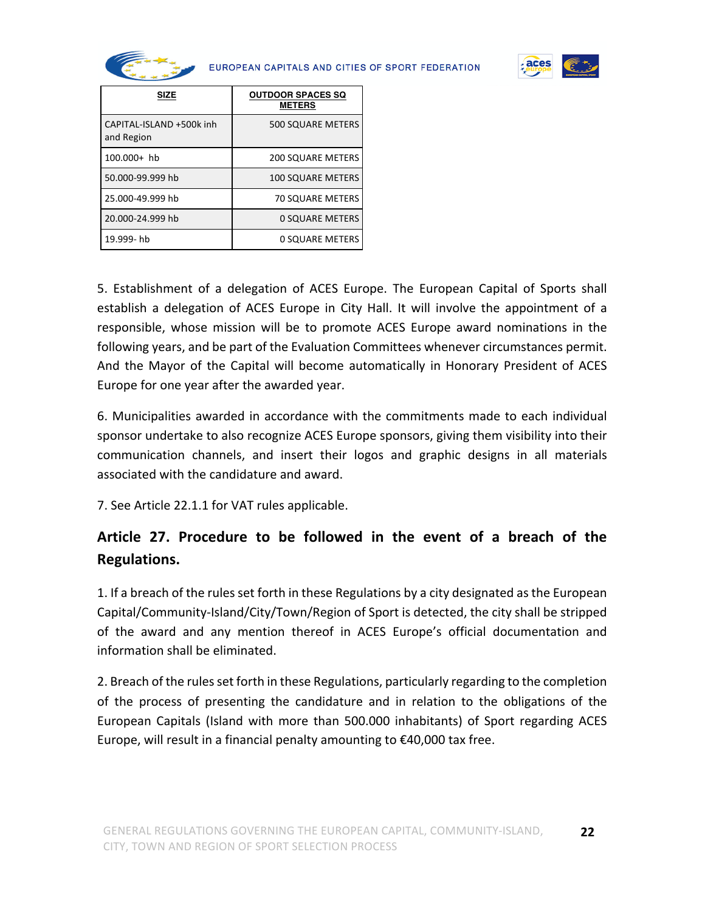| SIZE | OUTDOOR SPACES SQ METERS |
| --- | --- |
| CAPITAL-ISLAND +500k inh and Region | 500 SQUARE METERS |
| 100.000+ hb | 200 SQUARE METERS |
| 50.000-99.999 hb | 100 SQUARE METERS |
| 25.000-49.999 hb | 70 SQUARE METERS |
| 20.000-24.999 hb | 0 SQUARE METERS |
| 19.999- hb | 0 SQUARE METERS |

5. Establishment of a delegation of ACES Europe. The European Capital of Sports shall establish a delegation of ACES Europe in City Hall. It will involve the appointment of a responsible, whose mission will be to promote ACES Europe award nominations in the following years, and be part of the Evaluation Committees whenever circumstances permit. And the Mayor of the Capital will become automatically in Honorary President of ACES Europe for one year after the awarded year.

6. Municipalities awarded in accordance with the commitments made to each individual sponsor undertake to also recognize ACES Europe sponsors, giving them visibility into their communication channels, and insert their logos and graphic designs in all materials associated with the candidature and award.

7. See Article 22.1.1 for VAT rules applicable.

## Article 27. Procedure to be followed in the event of a breach of the Regulations.

1. If a breach of the rules set forth in these Regulations by a city designated as the European Capital/Community-Island/City/Town/Region of Sport is detected, the city shall be stripped of the award and any mention thereof in ACES Europe's official documentation and information shall be eliminated.

2. Breach of the rules set forth in these Regulations, particularly regarding to the completion of the process of presenting the candidature and in relation to the obligations of the European Capitals (Island with more than 500.000 inhabitants) of Sport regarding ACES Europe, will result in a financial penalty amounting to €40,000 tax free.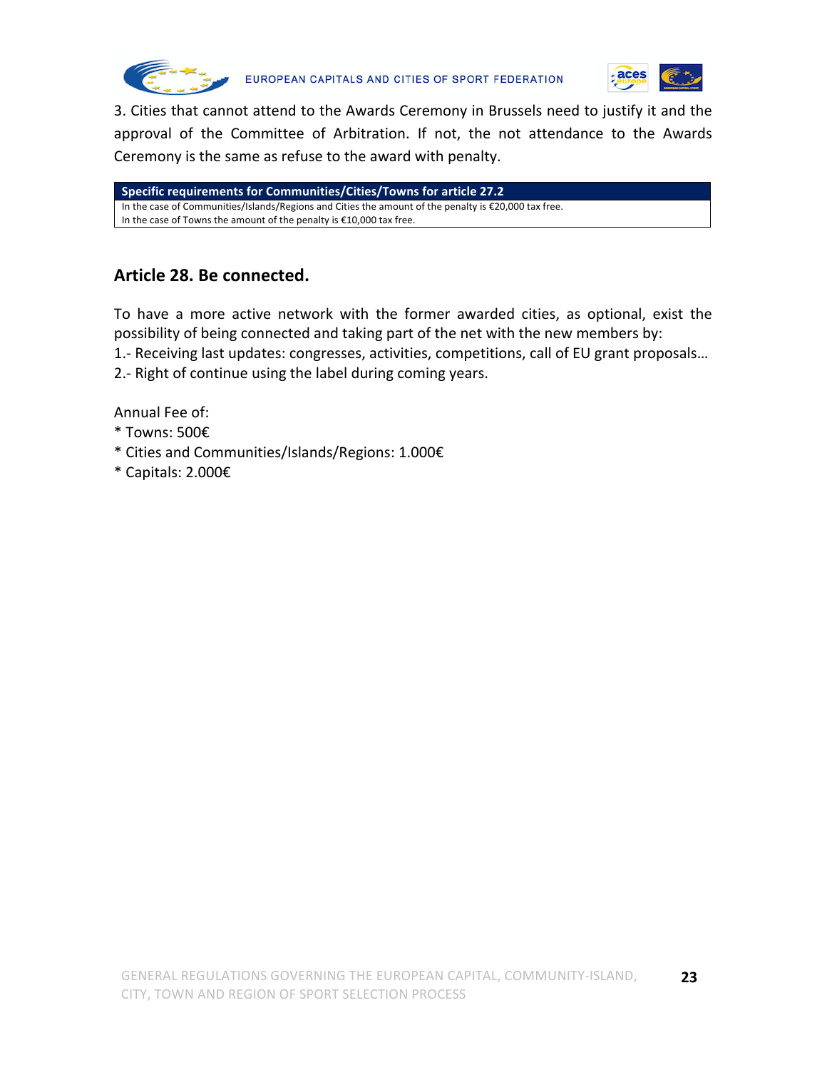3. Cities that cannot attend to the Awards Ceremony in Brussels need to justify it and the approval of the Committee of Arbitration. If not, the not attendance to the Awards Ceremony is the same as refuse to the award with penalty.

| Specific requirements for Communities/Cities/Towns for article 27.2 |
| --- |
| In the case of Communities/Islands/Regions and Cities the amount of the penalty is €20,000 tax free.<br>In the case of Towns the amount of the penalty is €10,000 tax free. |

## Article 28. Be connected.

To have a more active network with the former awarded cities, as optional, exist the possibility of being connected and taking part of the net with the new members by:

1.- Receiving last updates: congresses, activities, competitions, call of EU grant proposals…

2.- Right of continue using the label during coming years.

Annual Fee of:

* Towns: 500€
* Cities and Communities/Islands/Regions: 1.000€
* Capitals: 2.000€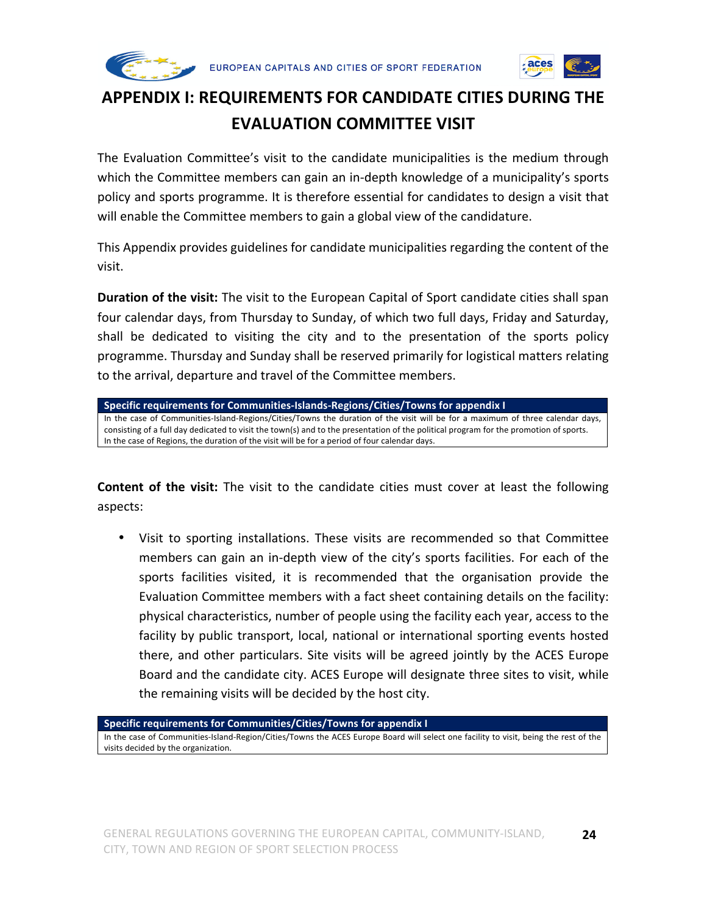# APPENDIX I: REQUIREMENTS FOR CANDIDATE CITIES DURING THE EVALUATION COMMITTEE VISIT

The Evaluation Committee's visit to the candidate municipalities is the medium through which the Committee members can gain an in-depth knowledge of a municipality's sports policy and sports programme. It is therefore essential for candidates to design a visit that will enable the Committee members to gain a global view of the candidature.

This Appendix provides guidelines for candidate municipalities regarding the content of the visit.

**Duration of the visit:** The visit to the European Capital of Sport candidate cities shall span four calendar days, from Thursday to Sunday, of which two full days, Friday and Saturday, shall be dedicated to visiting the city and to the presentation of the sports policy programme. Thursday and Sunday shall be reserved primarily for logistical matters relating to the arrival, departure and travel of the Committee members.

| **Specific requirements for Communities-Islands-Regions/Cities/Towns for appendix I** |
|---|
| In the case of Communities-Island-Regions/Cities/Towns the duration of the visit will be for a maximum of three calendar days, consisting of a full day dedicated to visit the town(s) and to the presentation of the political program for the promotion of sports. In the case of Regions, the duration of the visit will be for a period of four calendar days. |

**Content of the visit:** The visit to the candidate cities must cover at least the following aspects:

- Visit to sporting installations. These visits are recommended so that Committee members can gain an in-depth view of the city's sports facilities. For each of the sports facilities visited, it is recommended that the organisation provide the Evaluation Committee members with a fact sheet containing details on the facility: physical characteristics, number of people using the facility each year, access to the facility by public transport, local, national or international sporting events hosted there, and other particulars. Site visits will be agreed jointly by the ACES Europe Board and the candidate city. ACES Europe will designate three sites to visit, while the remaining visits will be decided by the host city.

| **Specific requirements for Communities/Cities/Towns for appendix I** |
|---|
| In the case of Communities-Island-Region/Cities/Towns the ACES Europe Board will select one facility to visit, being the rest of the visits decided by the organization. |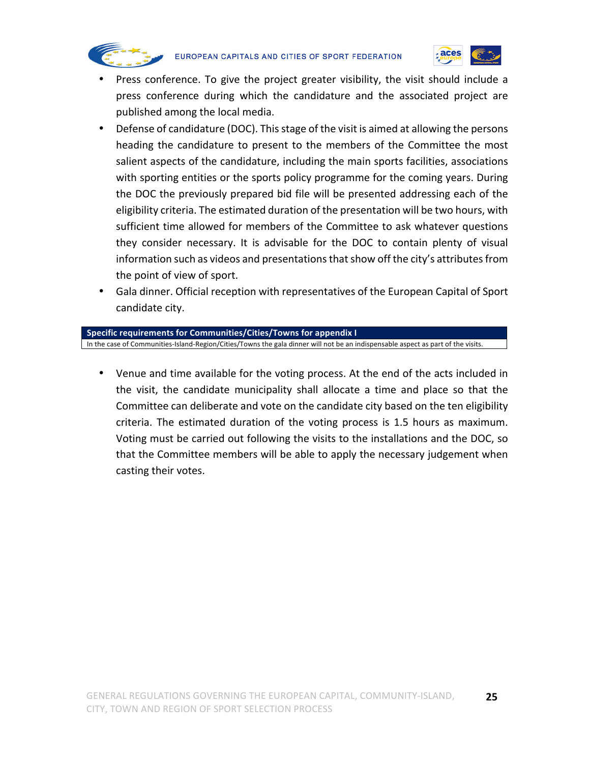- Press conference. To give the project greater visibility, the visit should include a press conference during which the candidature and the associated project are published among the local media.
- Defense of candidature (DOC). This stage of the visit is aimed at allowing the persons heading the candidature to present to the members of the Committee the most salient aspects of the candidature, including the main sports facilities, associations with sporting entities or the sports policy programme for the coming years. During the DOC the previously prepared bid file will be presented addressing each of the eligibility criteria. The estimated duration of the presentation will be two hours, with sufficient time allowed for members of the Committee to ask whatever questions they consider necessary. It is advisable for the DOC to contain plenty of visual information such as videos and presentations that show off the city's attributes from the point of view of sport.
- Gala dinner. Official reception with representatives of the European Capital of Sport candidate city.

| **Specific requirements for Communities/Cities/Towns for appendix I** |
| --- |
| In the case of Communities-Island-Region/Cities/Towns the gala dinner will not be an indispensable aspect as part of the visits. |

- Venue and time available for the voting process. At the end of the acts included in the visit, the candidate municipality shall allocate a time and place so that the Committee can deliberate and vote on the candidate city based on the ten eligibility criteria. The estimated duration of the voting process is 1.5 hours as maximum. Voting must be carried out following the visits to the installations and the DOC, so that the Committee members will be able to apply the necessary judgement when casting their votes.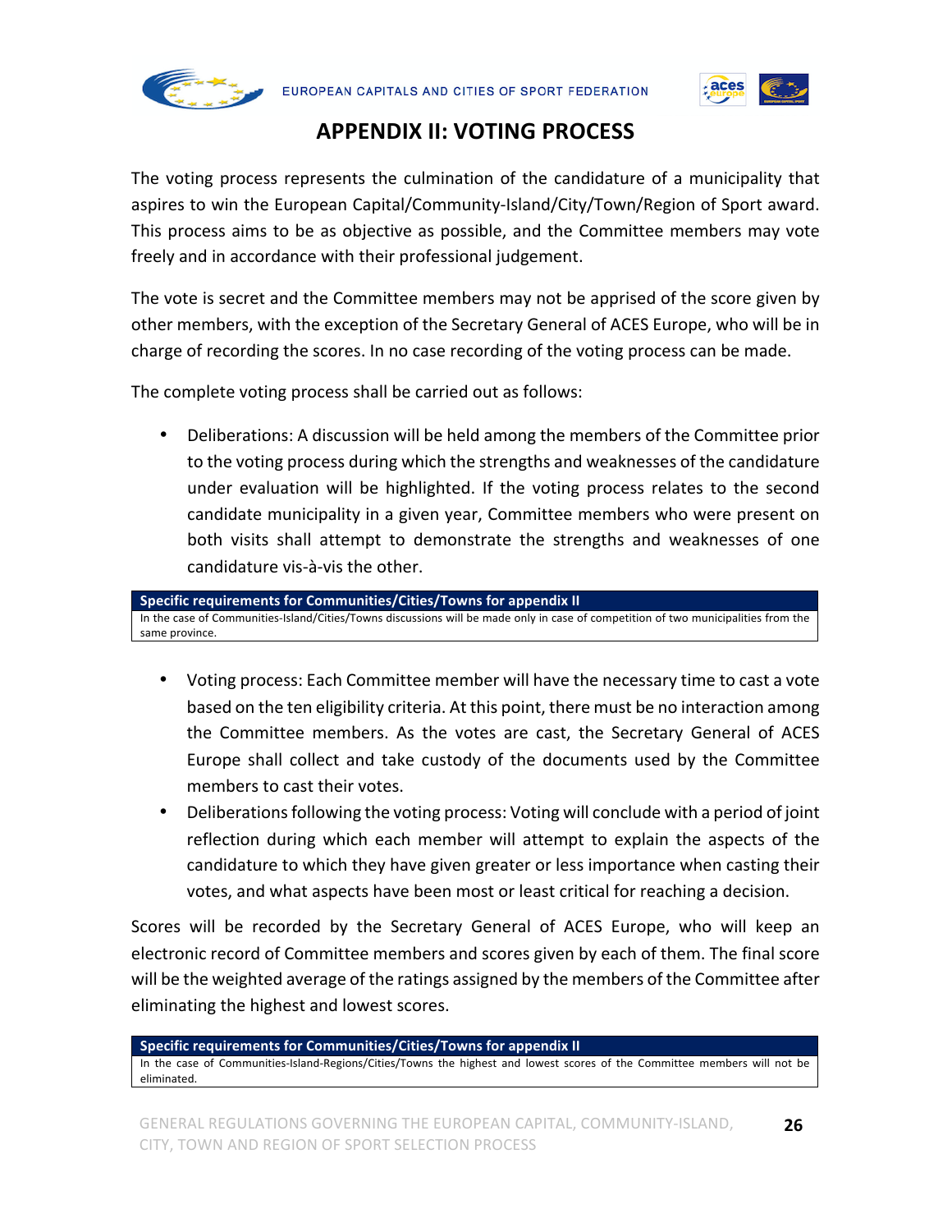# APPENDIX II: VOTING PROCESS

The voting process represents the culmination of the candidature of a municipality that aspires to win the European Capital/Community-Island/City/Town/Region of Sport award. This process aims to be as objective as possible, and the Committee members may vote freely and in accordance with their professional judgement.

The vote is secret and the Committee members may not be apprised of the score given by other members, with the exception of the Secretary General of ACES Europe, who will be in charge of recording the scores. In no case recording of the voting process can be made.

The complete voting process shall be carried out as follows:

- Deliberations: A discussion will be held among the members of the Committee prior to the voting process during which the strengths and weaknesses of the candidature under evaluation will be highlighted. If the voting process relates to the second candidate municipality in a given year, Committee members who were present on both visits shall attempt to demonstrate the strengths and weaknesses of one candidature vis-à-vis the other.

| **Specific requirements for Communities/Cities/Towns for appendix II** |
|---|
| In the case of Communities-Island/Cities/Towns discussions will be made only in case of competition of two municipalities from the same province. |

- Voting process: Each Committee member will have the necessary time to cast a vote based on the ten eligibility criteria. At this point, there must be no interaction among the Committee members. As the votes are cast, the Secretary General of ACES Europe shall collect and take custody of the documents used by the Committee members to cast their votes.
- Deliberations following the voting process: Voting will conclude with a period of joint reflection during which each member will attempt to explain the aspects of the candidature to which they have given greater or less importance when casting their votes, and what aspects have been most or least critical for reaching a decision.

Scores will be recorded by the Secretary General of ACES Europe, who will keep an electronic record of Committee members and scores given by each of them. The final score will be the weighted average of the ratings assigned by the members of the Committee after eliminating the highest and lowest scores.

| **Specific requirements for Communities/Cities/Towns for appendix II** |
|---|
| In the case of Communities-Island-Regions/Cities/Towns the highest and lowest scores of the Committee members will not be eliminated. |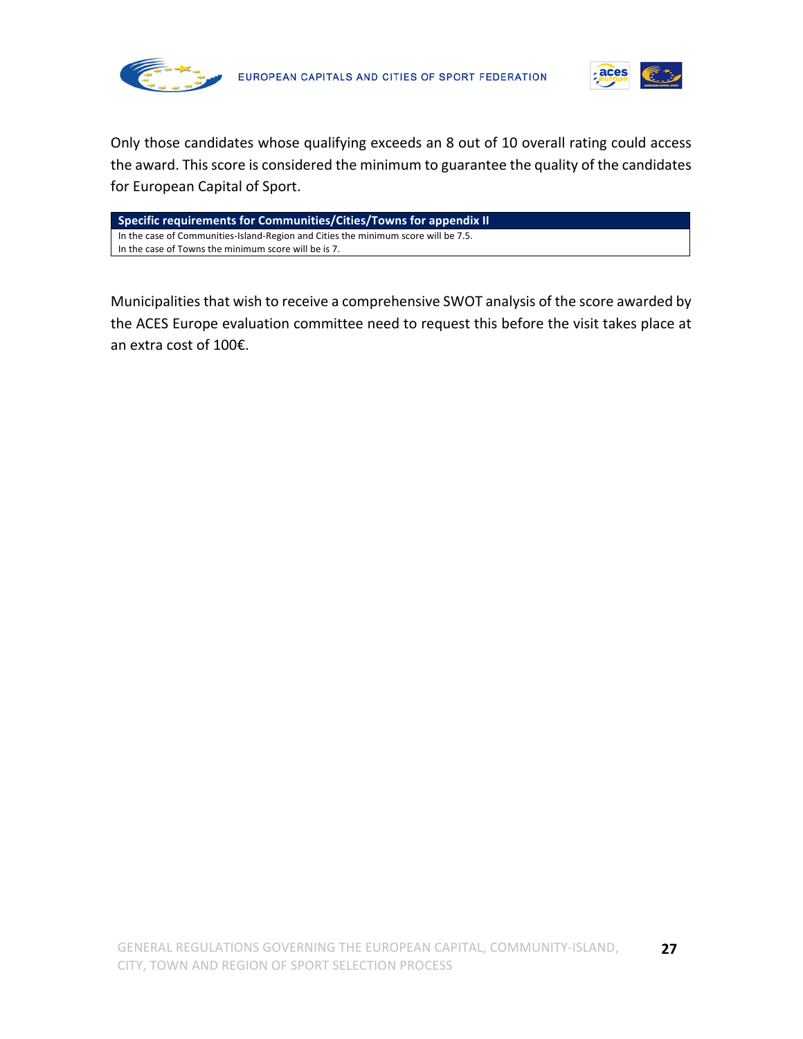Only those candidates whose qualifying exceeds an 8 out of 10 overall rating could access the award. This score is considered the minimum to guarantee the quality of the candidates for European Capital of Sport.

| Specific requirements for Communities/Cities/Towns for appendix II |
| --- |
| In the case of Communities-Island-Region and Cities the minimum score will be 7.5.<br>In the case of Towns the minimum score will be is 7. |

Municipalities that wish to receive a comprehensive SWOT analysis of the score awarded by the ACES Europe evaluation committee need to request this before the visit takes place at an extra cost of 100€.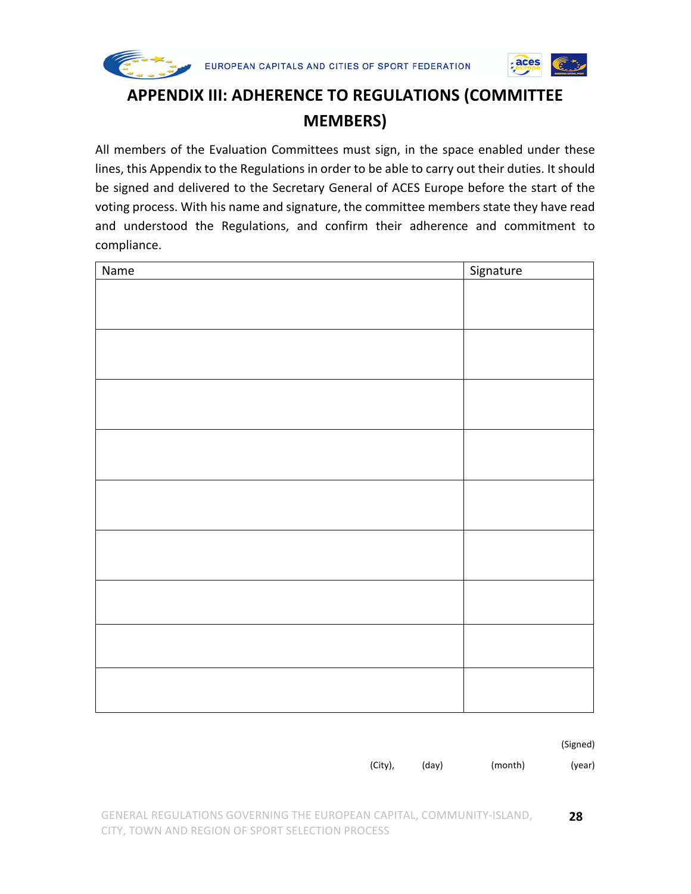# APPENDIX III: ADHERENCE TO REGULATIONS (COMMITTEE MEMBERS)

All members of the Evaluation Committees must sign, in the space enabled under these lines, this Appendix to the Regulations in order to be able to carry out their duties. It should be signed and delivered to the Secretary General of ACES Europe before the start of the voting process. With his name and signature, the committee members state they have read and understood the Regulations, and confirm their adherence and commitment to compliance.

| Name | Signature |
|---|---|
| | |
| | |
| | |
| | |
| | |
| | |
| | |
| | |
| | |

(Signed)

(City), (day) (month) (year)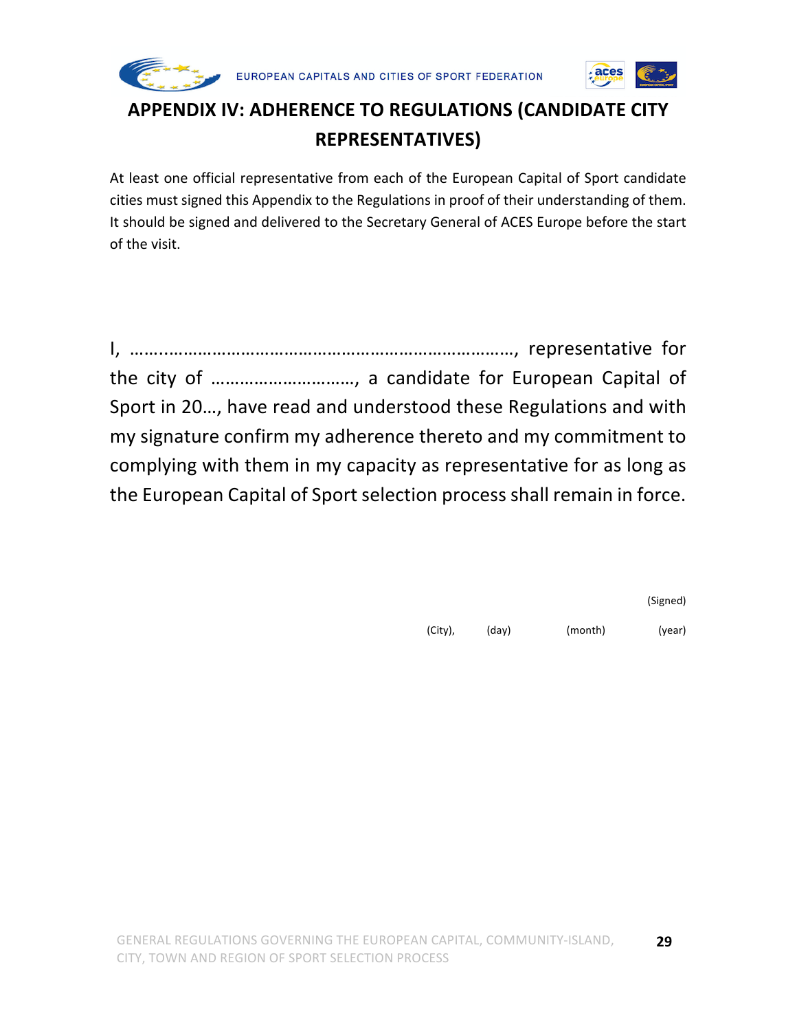# APPENDIX IV: ADHERENCE TO REGULATIONS (CANDIDATE CITY REPRESENTATIVES)

At least one official representative from each of the European Capital of Sport candidate cities must signed this Appendix to the Regulations in proof of their understanding of them. It should be signed and delivered to the Secretary General of ACES Europe before the start of the visit.

I, ……..…………………………………………………………………, representative for the city of ………………………, a candidate for European Capital of Sport in 20…, have read and understood these Regulations and with my signature confirm my adherence thereto and my commitment to complying with them in my capacity as representative for as long as the European Capital of Sport selection process shall remain in force.

(Signed)

(City), (day) (month) (year)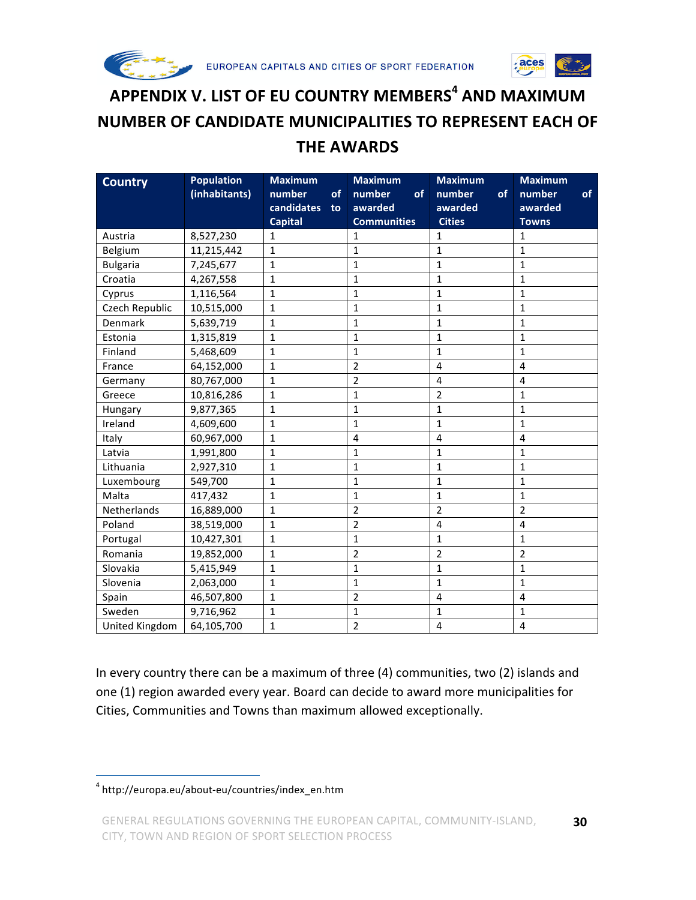# APPENDIX V. LIST OF EU COUNTRY MEMBERS[4] AND MAXIMUM NUMBER OF CANDIDATE MUNICIPALITIES TO REPRESENT EACH OF THE AWARDS

| Country | Population (inhabitants) | Maximum number of candidates to Capital | Maximum number of awarded Communities | Maximum number of awarded Cities | Maximum number of awarded Towns |
|---|---|---|---|---|---|
| Austria | 8,527,230 | 1 | 1 | 1 | 1 |
| Belgium | 11,215,442 | 1 | 1 | 1 | 1 |
| Bulgaria | 7,245,677 | 1 | 1 | 1 | 1 |
| Croatia | 4,267,558 | 1 | 1 | 1 | 1 |
| Cyprus | 1,116,564 | 1 | 1 | 1 | 1 |
| Czech Republic | 10,515,000 | 1 | 1 | 1 | 1 |
| Denmark | 5,639,719 | 1 | 1 | 1 | 1 |
| Estonia | 1,315,819 | 1 | 1 | 1 | 1 |
| Finland | 5,468,609 | 1 | 1 | 1 | 1 |
| France | 64,152,000 | 1 | 2 | 4 | 4 |
| Germany | 80,767,000 | 1 | 2 | 4 | 4 |
| Greece | 10,816,286 | 1 | 1 | 2 | 1 |
| Hungary | 9,877,365 | 1 | 1 | 1 | 1 |
| Ireland | 4,609,600 | 1 | 1 | 1 | 1 |
| Italy | 60,967,000 | 1 | 4 | 4 | 4 |
| Latvia | 1,991,800 | 1 | 1 | 1 | 1 |
| Lithuania | 2,927,310 | 1 | 1 | 1 | 1 |
| Luxembourg | 549,700 | 1 | 1 | 1 | 1 |
| Malta | 417,432 | 1 | 1 | 1 | 1 |
| Netherlands | 16,889,000 | 1 | 2 | 2 | 2 |
| Poland | 38,519,000 | 1 | 2 | 4 | 4 |
| Portugal | 10,427,301 | 1 | 1 | 1 | 1 |
| Romania | 19,852,000 | 1 | 2 | 2 | 2 |
| Slovakia | 5,415,949 | 1 | 1 | 1 | 1 |
| Slovenia | 2,063,000 | 1 | 1 | 1 | 1 |
| Spain | 46,507,800 | 1 | 2 | 4 | 4 |
| Sweden | 9,716,962 | 1 | 1 | 1 | 1 |
| United Kingdom | 64,105,700 | 1 | 2 | 4 | 4 |

In every country there can be a maximum of three (4) communities, two (2) islands and one (1) region awarded every year. Board can decide to award more municipalities for Cities, Communities and Towns than maximum allowed exceptionally.

[4] http://europa.eu/about-eu/countries/index_en.htm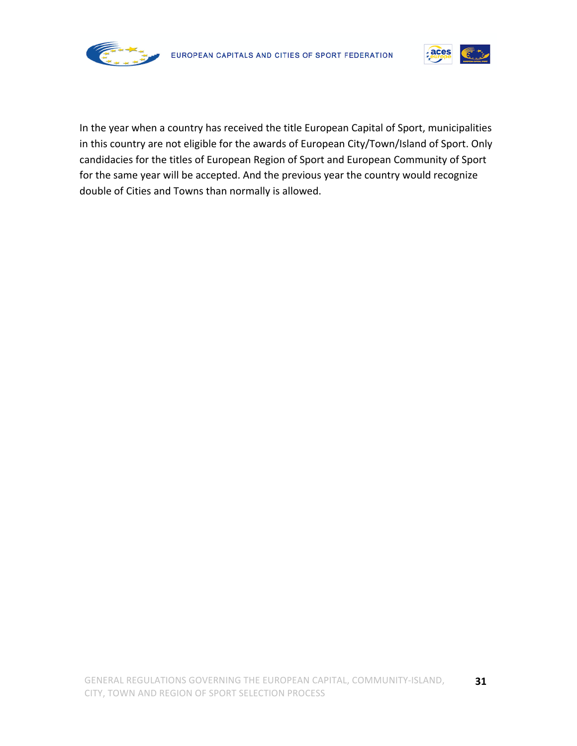In the year when a country has received the title European Capital of Sport, municipalities in this country are not eligible for the awards of European City/Town/Island of Sport. Only candidacies for the titles of European Region of Sport and European Community of Sport for the same year will be accepted. And the previous year the country would recognize double of Cities and Towns than normally is allowed.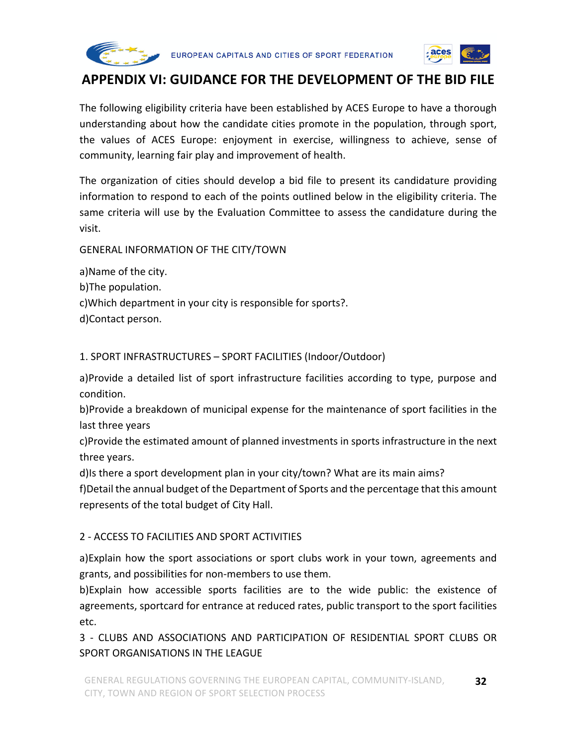# APPENDIX VI: GUIDANCE FOR THE DEVELOPMENT OF THE BID FILE

The following eligibility criteria have been established by ACES Europe to have a thorough understanding about how the candidate cities promote in the population, through sport, the values of ACES Europe: enjoyment in exercise, willingness to achieve, sense of community, learning fair play and improvement of health.

The organization of cities should develop a bid file to present its candidature providing information to respond to each of the points outlined below in the eligibility criteria. The same criteria will use by the Evaluation Committee to assess the candidature during the visit.

GENERAL INFORMATION OF THE CITY/TOWN

a)Name of the city.
b)The population.
c)Which department in your city is responsible for sports?.
d)Contact person.

1. SPORT INFRASTRUCTURES – SPORT FACILITIES (Indoor/Outdoor)

a)Provide a detailed list of sport infrastructure facilities according to type, purpose and condition.
b)Provide a breakdown of municipal expense for the maintenance of sport facilities in the last three years
c)Provide the estimated amount of planned investments in sports infrastructure in the next three years.
d)Is there a sport development plan in your city/town? What are its main aims?
f)Detail the annual budget of the Department of Sports and the percentage that this amount represents of the total budget of City Hall.

2 - ACCESS TO FACILITIES AND SPORT ACTIVITIES

a)Explain how the sport associations or sport clubs work in your town, agreements and grants, and possibilities for non-members to use them.
b)Explain how accessible sports facilities are to the wide public: the existence of agreements, sportcard for entrance at reduced rates, public transport to the sport facilities etc.

3 - CLUBS AND ASSOCIATIONS AND PARTICIPATION OF RESIDENTIAL SPORT CLUBS OR SPORT ORGANISATIONS IN THE LEAGUE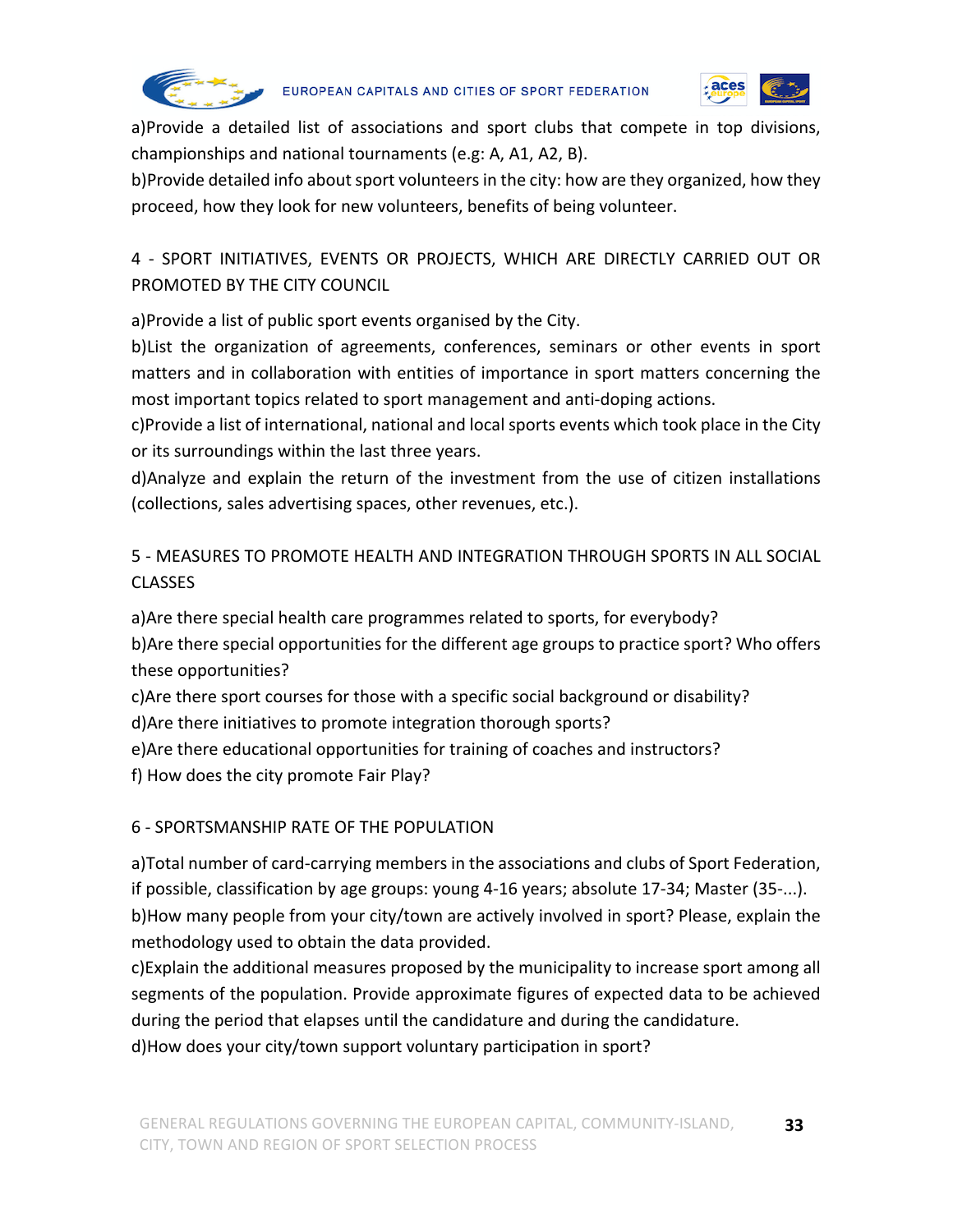a)Provide a detailed list of associations and sport clubs that compete in top divisions, championships and national tournaments (e.g: A, A1, A2, B).

b)Provide detailed info about sport volunteers in the city: how are they organized, how they proceed, how they look for new volunteers, benefits of being volunteer.

## 4 - SPORT INITIATIVES, EVENTS OR PROJECTS, WHICH ARE DIRECTLY CARRIED OUT OR PROMOTED BY THE CITY COUNCIL

a)Provide a list of public sport events organised by the City.

b)List the organization of agreements, conferences, seminars or other events in sport matters and in collaboration with entities of importance in sport matters concerning the most important topics related to sport management and anti-doping actions.

c)Provide a list of international, national and local sports events which took place in the City or its surroundings within the last three years.

d)Analyze and explain the return of the investment from the use of citizen installations (collections, sales advertising spaces, other revenues, etc.).

## 5 - MEASURES TO PROMOTE HEALTH AND INTEGRATION THROUGH SPORTS IN ALL SOCIAL CLASSES

a)Are there special health care programmes related to sports, for everybody?

b)Are there special opportunities for the different age groups to practice sport? Who offers these opportunities?

c)Are there sport courses for those with a specific social background or disability?

d)Are there initiatives to promote integration thorough sports?

e)Are there educational opportunities for training of coaches and instructors?

f) How does the city promote Fair Play?

## 6 - SPORTSMANSHIP RATE OF THE POPULATION

a)Total number of card-carrying members in the associations and clubs of Sport Federation, if possible, classification by age groups: young 4-16 years; absolute 17-34; Master (35-...).

b)How many people from your city/town are actively involved in sport? Please, explain the methodology used to obtain the data provided.

c)Explain the additional measures proposed by the municipality to increase sport among all segments of the population. Provide approximate figures of expected data to be achieved during the period that elapses until the candidature and during the candidature.

d)How does your city/town support voluntary participation in sport?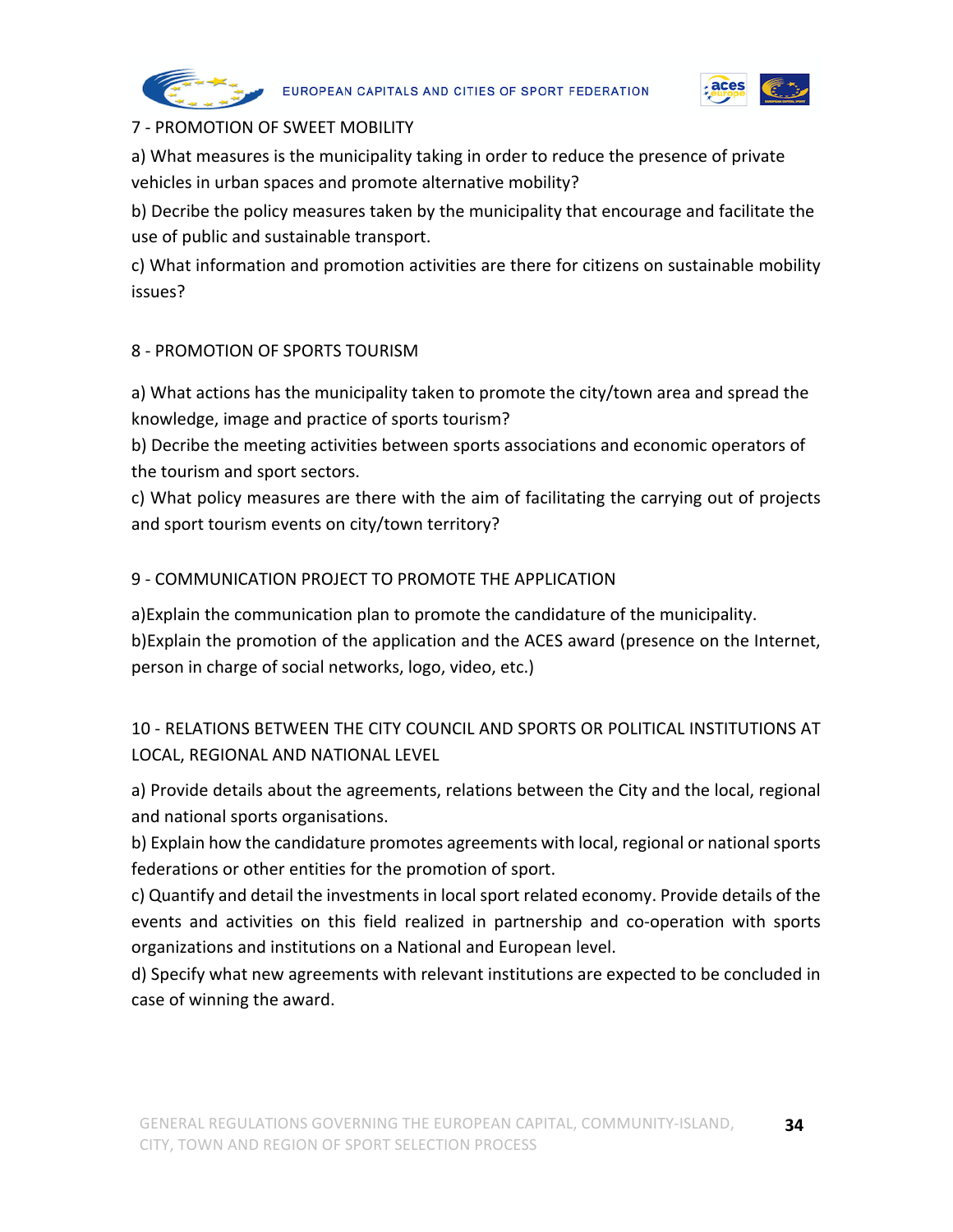7 - PROMOTION OF SWEET MOBILITY

a) What measures is the municipality taking in order to reduce the presence of private vehicles in urban spaces and promote alternative mobility?

b) Decribe the policy measures taken by the municipality that encourage and facilitate the use of public and sustainable transport.

c) What information and promotion activities are there for citizens on sustainable mobility issues?

8 - PROMOTION OF SPORTS TOURISM

a) What actions has the municipality taken to promote the city/town area and spread the knowledge, image and practice of sports tourism?

b) Decribe the meeting activities between sports associations and economic operators of the tourism and sport sectors.

c) What policy measures are there with the aim of facilitating the carrying out of projects and sport tourism events on city/town territory?

9 - COMMUNICATION PROJECT TO PROMOTE THE APPLICATION

a)Explain the communication plan to promote the candidature of the municipality.

b)Explain the promotion of the application and the ACES award (presence on the Internet, person in charge of social networks, logo, video, etc.)

10 - RELATIONS BETWEEN THE CITY COUNCIL AND SPORTS OR POLITICAL INSTITUTIONS AT LOCAL, REGIONAL AND NATIONAL LEVEL

a) Provide details about the agreements, relations between the City and the local, regional and national sports organisations.

b) Explain how the candidature promotes agreements with local, regional or national sports federations or other entities for the promotion of sport.

c) Quantify and detail the investments in local sport related economy. Provide details of the events and activities on this field realized in partnership and co-operation with sports organizations and institutions on a National and European level.

d) Specify what new agreements with relevant institutions are expected to be concluded in case of winning the award.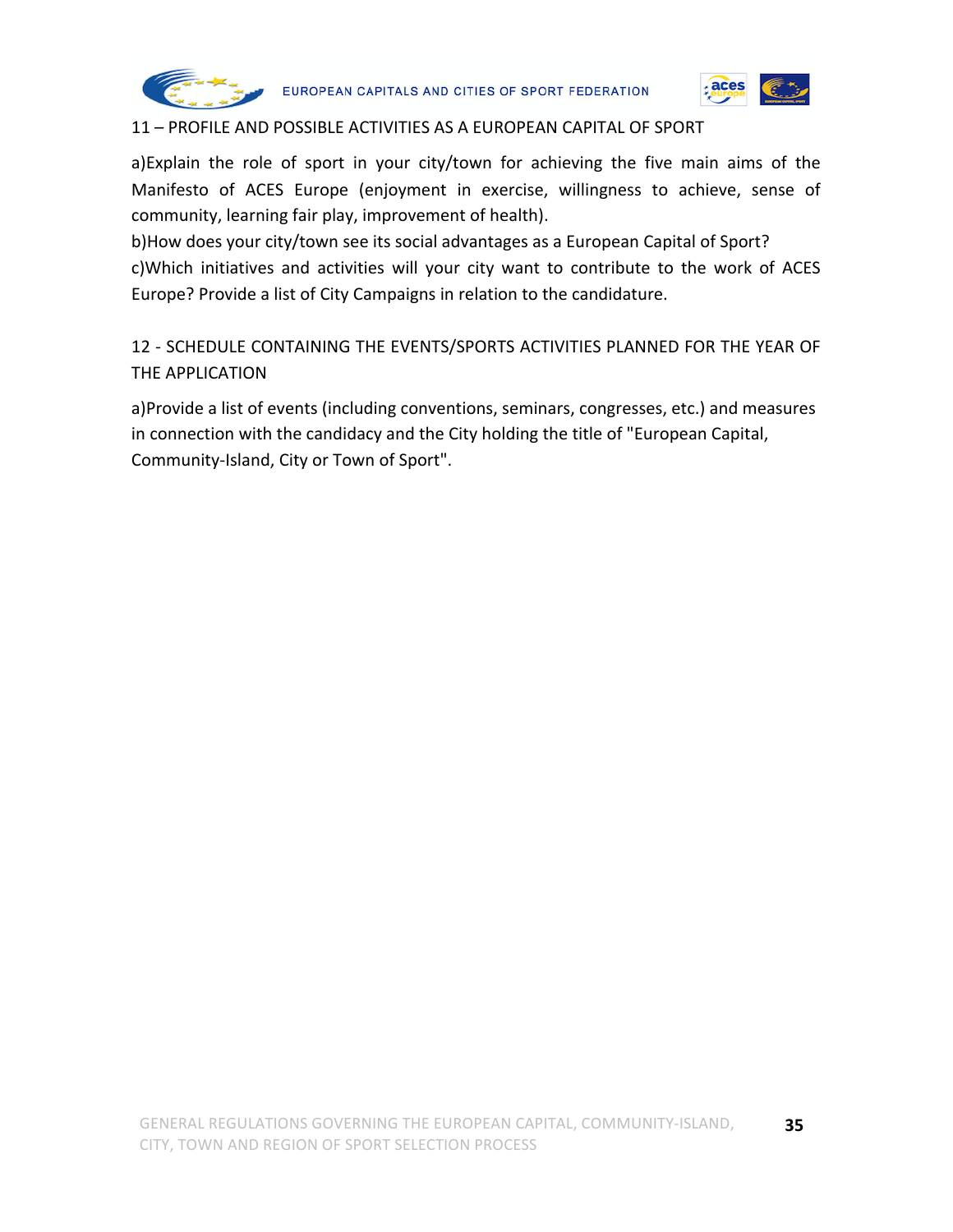## 11 – PROFILE AND POSSIBLE ACTIVITIES AS A EUROPEAN CAPITAL OF SPORT

a)Explain the role of sport in your city/town for achieving the five main aims of the Manifesto of ACES Europe (enjoyment in exercise, willingness to achieve, sense of community, learning fair play, improvement of health).

b)How does your city/town see its social advantages as a European Capital of Sport?

c)Which initiatives and activities will your city want to contribute to the work of ACES Europe? Provide a list of City Campaigns in relation to the candidature.

## 12 - SCHEDULE CONTAINING THE EVENTS/SPORTS ACTIVITIES PLANNED FOR THE YEAR OF THE APPLICATION

a)Provide a list of events (including conventions, seminars, congresses, etc.) and measures in connection with the candidacy and the City holding the title of "European Capital, Community-Island, City or Town of Sport".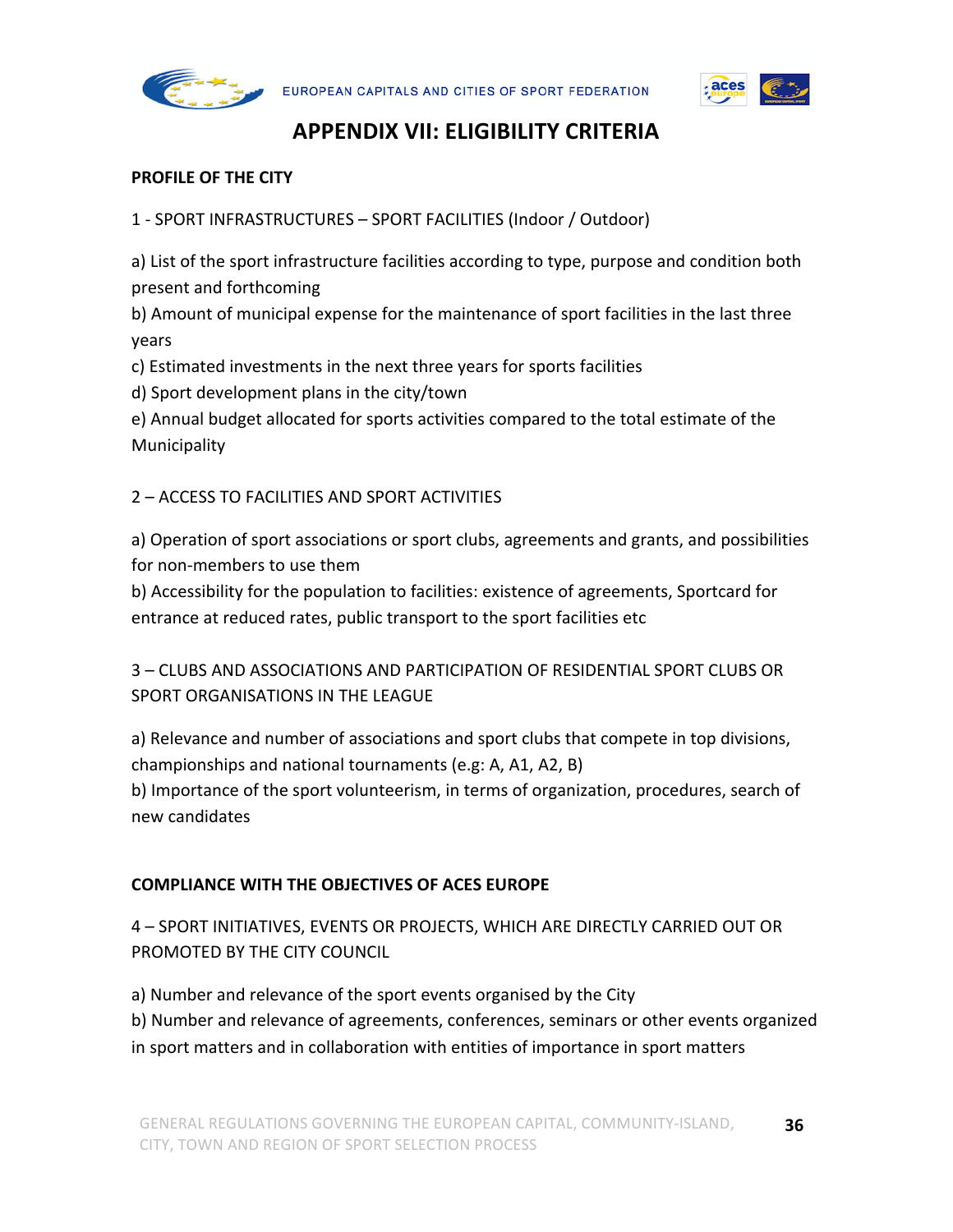# APPENDIX VII: ELIGIBILITY CRITERIA

**PROFILE OF THE CITY**

1 - SPORT INFRASTRUCTURES – SPORT FACILITIES (Indoor / Outdoor)

a) List of the sport infrastructure facilities according to type, purpose and condition both present and forthcoming
b) Amount of municipal expense for the maintenance of sport facilities in the last three years
c) Estimated investments in the next three years for sports facilities
d) Sport development plans in the city/town
e) Annual budget allocated for sports activities compared to the total estimate of the Municipality

2 – ACCESS TO FACILITIES AND SPORT ACTIVITIES

a) Operation of sport associations or sport clubs, agreements and grants, and possibilities for non-members to use them
b) Accessibility for the population to facilities: existence of agreements, Sportcard for entrance at reduced rates, public transport to the sport facilities etc

3 – CLUBS AND ASSOCIATIONS AND PARTICIPATION OF RESIDENTIAL SPORT CLUBS OR SPORT ORGANISATIONS IN THE LEAGUE

a) Relevance and number of associations and sport clubs that compete in top divisions, championships and national tournaments (e.g: A, A1, A2, B)
b) Importance of the sport volunteerism, in terms of organization, procedures, search of new candidates

**COMPLIANCE WITH THE OBJECTIVES OF ACES EUROPE**

4 – SPORT INITIATIVES, EVENTS OR PROJECTS, WHICH ARE DIRECTLY CARRIED OUT OR PROMOTED BY THE CITY COUNCIL

a) Number and relevance of the sport events organised by the City
b) Number and relevance of agreements, conferences, seminars or other events organized in sport matters and in collaboration with entities of importance in sport matters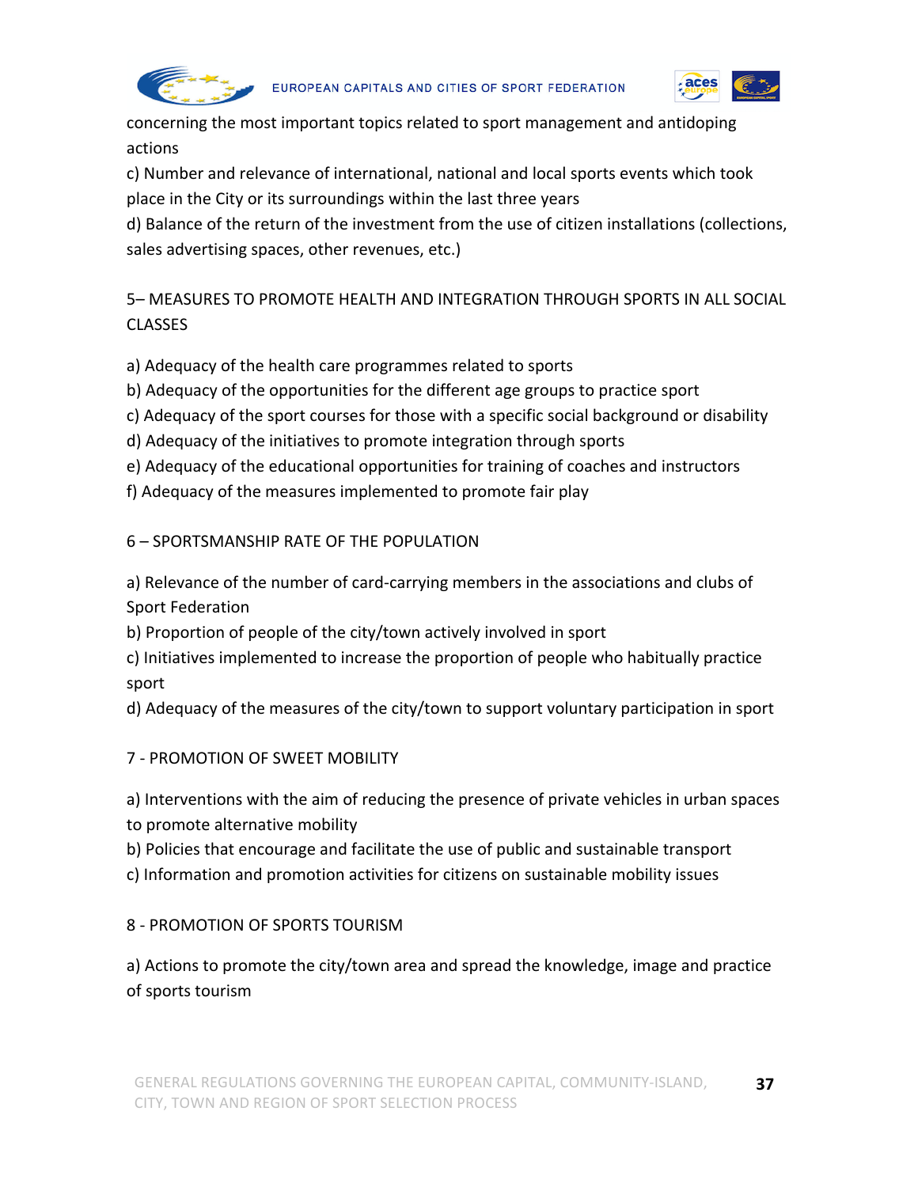concerning the most important topics related to sport management and antidoping actions

c) Number and relevance of international, national and local sports events which took place in the City or its surroundings within the last three years

d) Balance of the return of the investment from the use of citizen installations (collections, sales advertising spaces, other revenues, etc.)

5– MEASURES TO PROMOTE HEALTH AND INTEGRATION THROUGH SPORTS IN ALL SOCIAL CLASSES

a) Adequacy of the health care programmes related to sports
b) Adequacy of the opportunities for the different age groups to practice sport
c) Adequacy of the sport courses for those with a specific social background or disability
d) Adequacy of the initiatives to promote integration through sports
e) Adequacy of the educational opportunities for training of coaches and instructors
f) Adequacy of the measures implemented to promote fair play

6 – SPORTSMANSHIP RATE OF THE POPULATION

a) Relevance of the number of card-carrying members in the associations and clubs of Sport Federation
b) Proportion of people of the city/town actively involved in sport
c) Initiatives implemented to increase the proportion of people who habitually practice sport
d) Adequacy of the measures of the city/town to support voluntary participation in sport

7 - PROMOTION OF SWEET MOBILITY

a) Interventions with the aim of reducing the presence of private vehicles in urban spaces to promote alternative mobility
b) Policies that encourage and facilitate the use of public and sustainable transport
c) Information and promotion activities for citizens on sustainable mobility issues

8 - PROMOTION OF SPORTS TOURISM

a) Actions to promote the city/town area and spread the knowledge, image and practice of sports tourism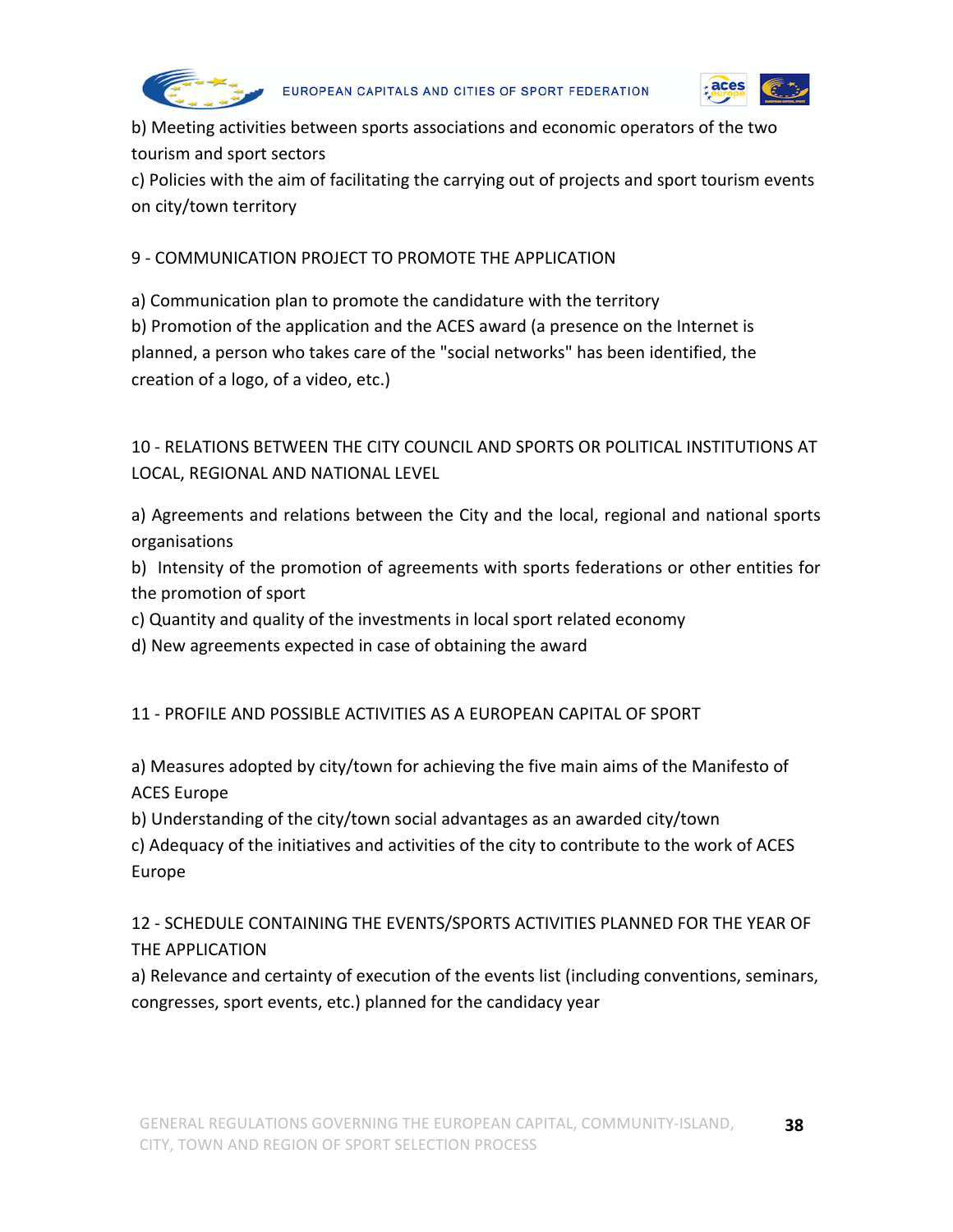b) Meeting activities between sports associations and economic operators of the two tourism and sport sectors

c) Policies with the aim of facilitating the carrying out of projects and sport tourism events on city/town territory

## 9 - COMMUNICATION PROJECT TO PROMOTE THE APPLICATION

a) Communication plan to promote the candidature with the territory

b) Promotion of the application and the ACES award (a presence on the Internet is planned, a person who takes care of the "social networks" has been identified, the creation of a logo, of a video, etc.)

## 10 - RELATIONS BETWEEN THE CITY COUNCIL AND SPORTS OR POLITICAL INSTITUTIONS AT LOCAL, REGIONAL AND NATIONAL LEVEL

a) Agreements and relations between the City and the local, regional and national sports organisations

b) Intensity of the promotion of agreements with sports federations or other entities for the promotion of sport

c) Quantity and quality of the investments in local sport related economy

d) New agreements expected in case of obtaining the award

## 11 - PROFILE AND POSSIBLE ACTIVITIES AS A EUROPEAN CAPITAL OF SPORT

a) Measures adopted by city/town for achieving the five main aims of the Manifesto of ACES Europe

b) Understanding of the city/town social advantages as an awarded city/town

c) Adequacy of the initiatives and activities of the city to contribute to the work of ACES Europe

## 12 - SCHEDULE CONTAINING THE EVENTS/SPORTS ACTIVITIES PLANNED FOR THE YEAR OF THE APPLICATION

a) Relevance and certainty of execution of the events list (including conventions, seminars, congresses, sport events, etc.) planned for the candidacy year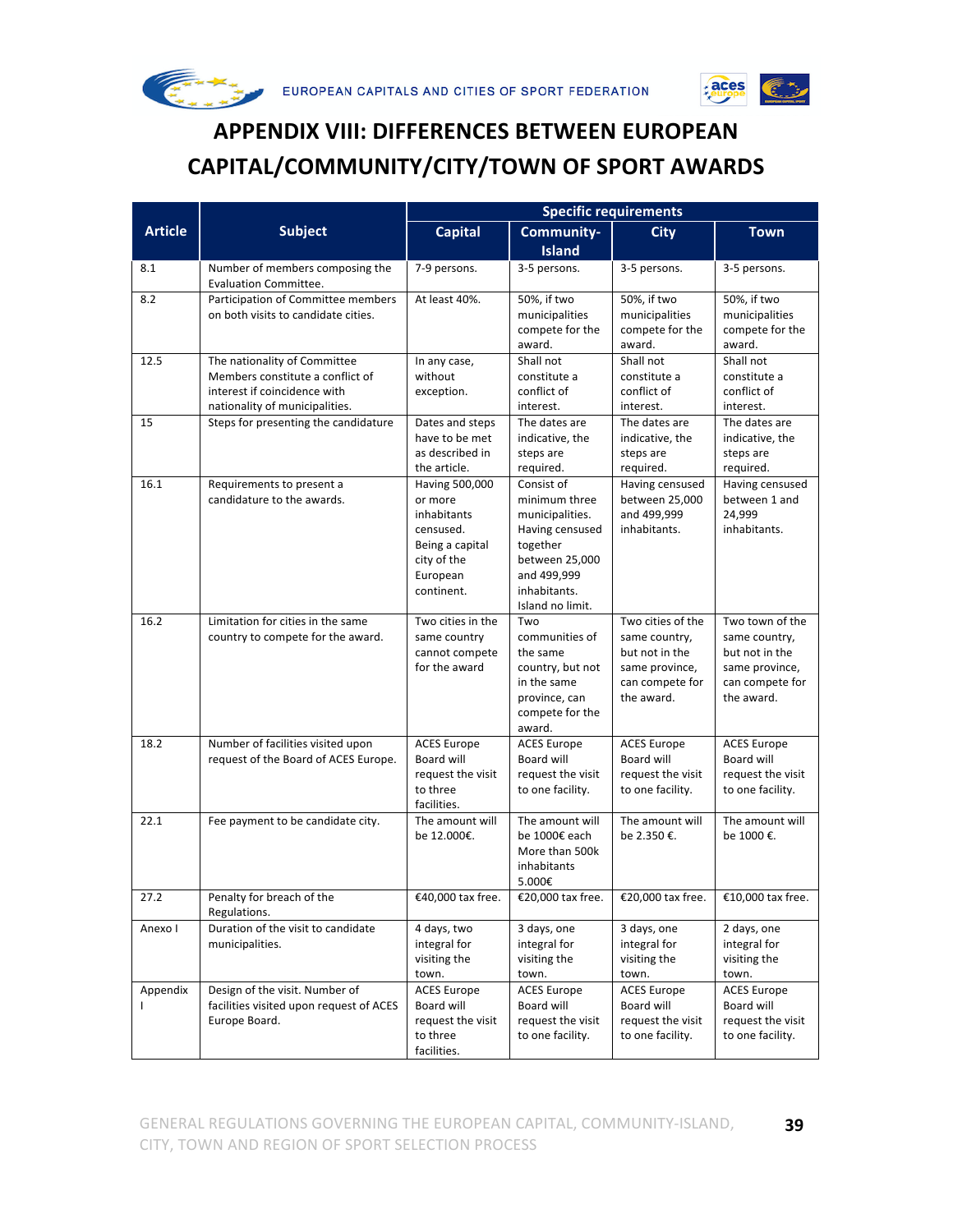# APPENDIX VIII: DIFFERENCES BETWEEN EUROPEAN CAPITAL/COMMUNITY/CITY/TOWN OF SPORT AWARDS

| Article | Subject | Specific requirements | | | |
|---|---|---|---|---|---|
| | | Capital | Community-Island | City | Town |
| 8.1 | Number of members composing the Evaluation Committee. | 7-9 persons. | 3-5 persons. | 3-5 persons. | 3-5 persons. |
| 8.2 | Participation of Committee members on both visits to candidate cities. | At least 40%. | 50%, if two municipalities compete for the award. | 50%, if two municipalities compete for the award. | 50%, if two municipalities compete for the award. |
| 12.5 | The nationality of Committee Members constitute a conflict of interest if coincidence with nationality of municipalities. | In any case, without exception. | Shall not constitute a conflict of interest. | Shall not constitute a conflict of interest. | Shall not constitute a conflict of interest. |
| 15 | Steps for presenting the candidature | Dates and steps have to be met as described in the article. | The dates are indicative, the steps are required. | The dates are indicative, the steps are required. | The dates are indicative, the steps are required. |
| 16.1 | Requirements to present a candidature to the awards. | Having 500,000 or more inhabitants censused. Being a capital city of the European continent. | Consist of minimum three municipalities. Having censused together between 25,000 and 499,999 inhabitants. Island no limit. | Having censused between 25,000 and 499,999 inhabitants. | Having censused between 1 and 24,999 inhabitants. |
| 16.2 | Limitation for cities in the same country to compete for the award. | Two cities in the same country cannot compete for the award | Two communities of the same country, but not in the same province, can compete for the award. | Two cities of the same country, but not in the same province, can compete for the award. | Two town of the same country, but not in the same province, can compete for the award. |
| 18.2 | Number of facilities visited upon request of the Board of ACES Europe. | ACES Europe Board will request the visit to three facilities. | ACES Europe Board will request the visit to one facility. | ACES Europe Board will request the visit to one facility. | ACES Europe Board will request the visit to one facility. |
| 22.1 | Fee payment to be candidate city. | The amount will be 12.000€. | The amount will be 1000€ each More than 500k inhabitants 5.000€ | The amount will be 2.350 €. | The amount will be 1000 €. |
| 27.2 | Penalty for breach of the Regulations. | €40,000 tax free. | €20,000 tax free. | €20,000 tax free. | €10,000 tax free. |
| Anexo I | Duration of the visit to candidate municipalities. | 4 days, two integral for visiting the town. | 3 days, one integral for visiting the town. | 3 days, one integral for visiting the town. | 2 days, one integral for visiting the town. |
| Appendix I | Design of the visit. Number of facilities visited upon request of ACES Europe Board. | ACES Europe Board will request the visit to three facilities. | ACES Europe Board will request the visit to one facility. | ACES Europe Board will request the visit to one facility. | ACES Europe Board will request the visit to one facility. |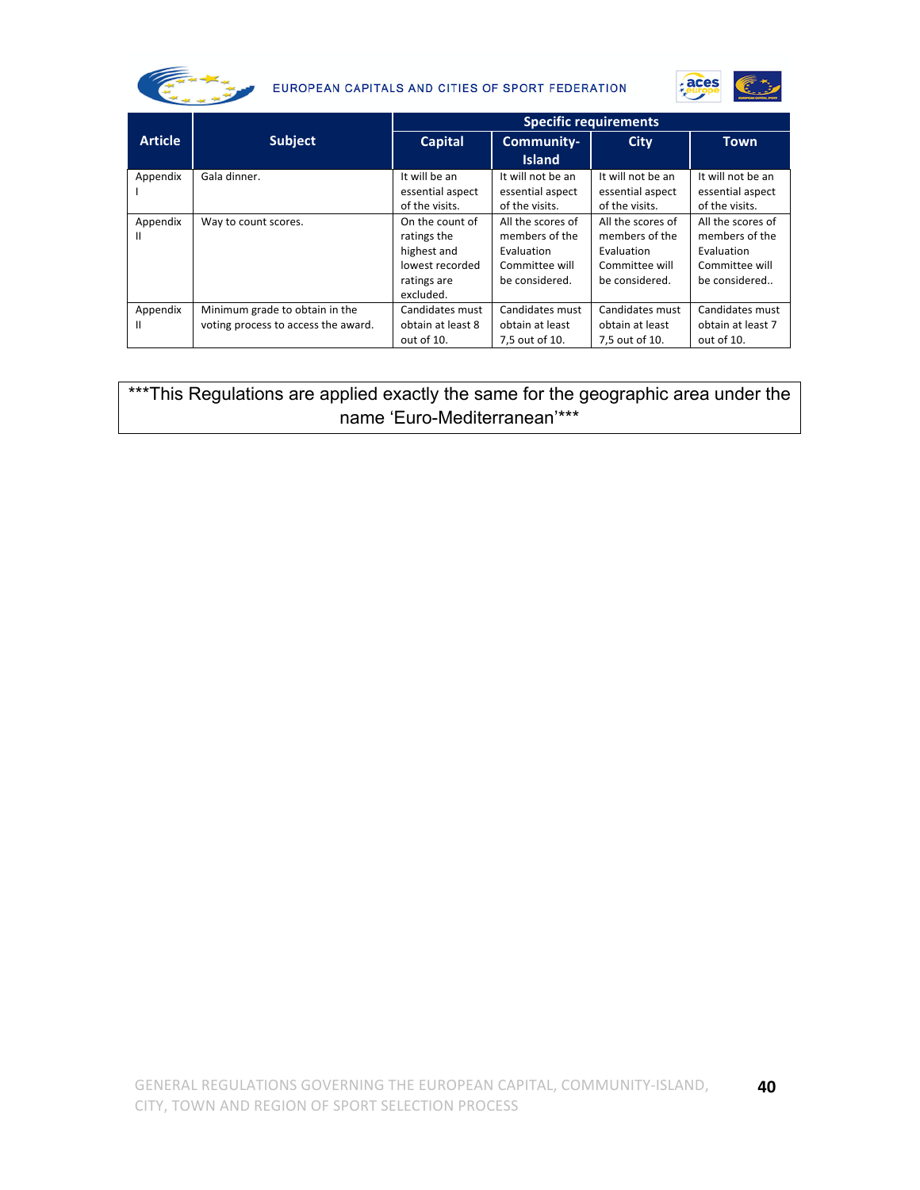| Article | Subject | Specific requirements | | | |
|---|---|---|---|---|---|
| | | Capital | Community-Island | City | Town |
| Appendix I | Gala dinner. | It will be an essential aspect of the visits. | It will not be an essential aspect of the visits. | It will not be an essential aspect of the visits. | It will not be an essential aspect of the visits. |
| Appendix II | Way to count scores. | On the count of ratings the highest and lowest recorded ratings are excluded. | All the scores of members of the Evaluation Committee will be considered. | All the scores of members of the Evaluation Committee will be considered. | All the scores of members of the Evaluation Committee will be considered.. |
| Appendix II | Minimum grade to obtain in the voting process to access the award. | Candidates must obtain at least 8 out of 10. | Candidates must obtain at least 7,5 out of 10. | Candidates must obtain at least 7,5 out of 10. | Candidates must obtain at least 7 out of 10. |

***This Regulations are applied exactly the same for the geographic area under the name 'Euro-Mediterranean'***